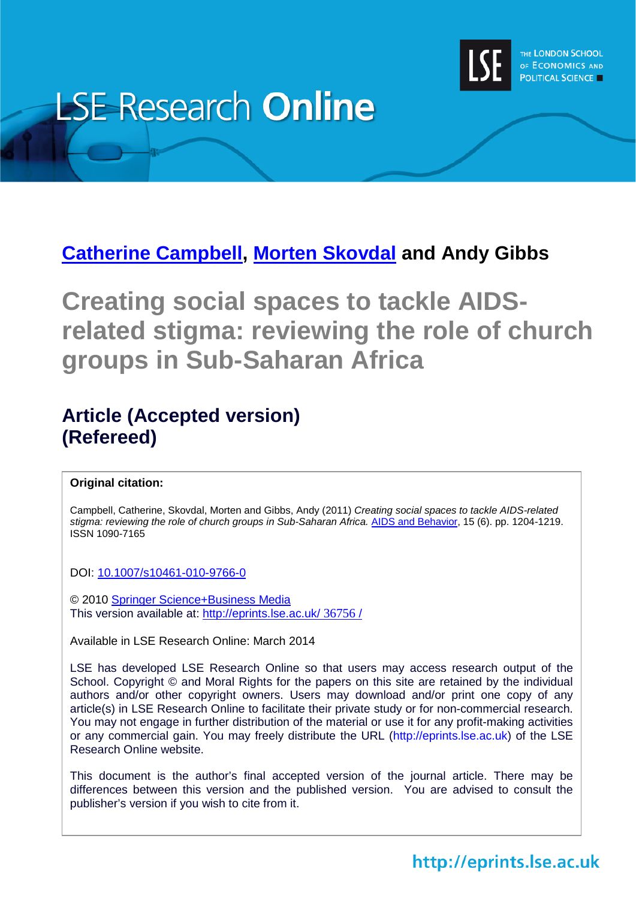LSE Research **Online**

THE LONDON SCHOOL OF ECONOMICS AND POLITICAL SCIENCE

**Catherine Campbell, Morten Skovdal and Andy Gibbs**

# Creating social spaces to tackle AIDS-related stigma: reviewing the role of church groups in Sub-Saharan Africa

## Article (Accepted version) (Refereed)

**Original citation:**

Campbell, Catherine, Skovdal, Morten and Gibbs, Andy (2011) *Creating social spaces to tackle AIDS-related stigma: reviewing the role of church groups in Sub-Saharan Africa.* AIDS and Behavior, 15 (6). pp. 1204-1219. ISSN 1090-7165

DOI: 10.1007/s10461-010-9766-0

© 2010 Springer Science+Business Media
This version available at: http://eprints.lse.ac.uk/ 36756 /

Available in LSE Research Online: March 2014

LSE has developed LSE Research Online so that users may access research output of the School. Copyright © and Moral Rights for the papers on this site are retained by the individual authors and/or other copyright owners. Users may download and/or print one copy of any article(s) in LSE Research Online to facilitate their private study or for non-commercial research. You may not engage in further distribution of the material or use it for any profit-making activities or any commercial gain. You may freely distribute the URL (http://eprints.lse.ac.uk) of the LSE Research Online website.

This document is the author's final accepted version of the journal article. There may be differences between this version and the published version. You are advised to consult the publisher's version if you wish to cite from it.

http://eprints.lse.ac.uk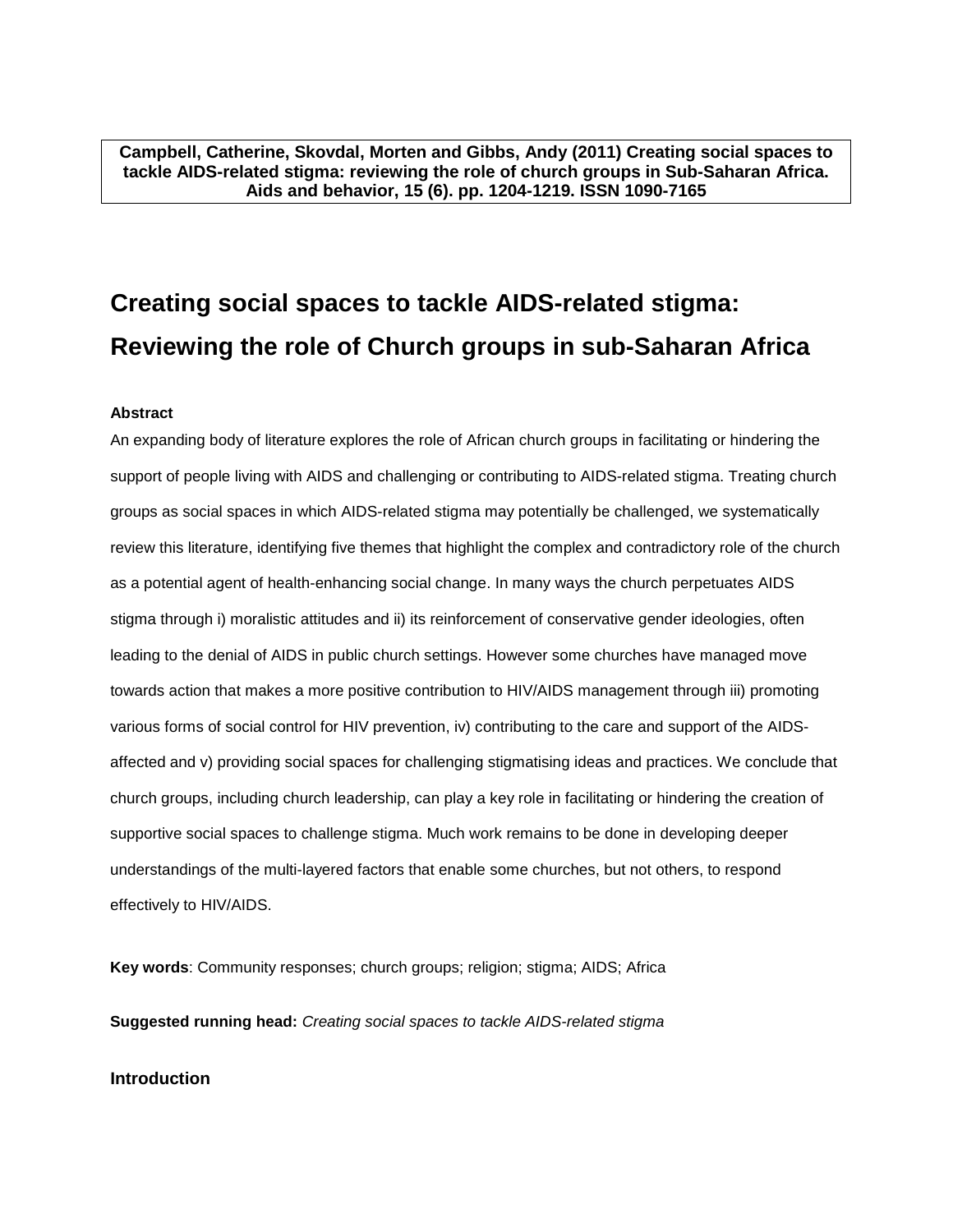**Campbell, Catherine, Skovdal, Morten and Gibbs, Andy (2011) Creating social spaces to tackle AIDS-related stigma: reviewing the role of church groups in Sub-Saharan Africa. Aids and behavior, 15 (6). pp. 1204-1219. ISSN 1090-7165**

# Creating social spaces to tackle AIDS-related stigma: Reviewing the role of Church groups in sub-Saharan Africa

#### Abstract

An expanding body of literature explores the role of African church groups in facilitating or hindering the support of people living with AIDS and challenging or contributing to AIDS-related stigma. Treating church groups as social spaces in which AIDS-related stigma may potentially be challenged, we systematically review this literature, identifying five themes that highlight the complex and contradictory role of the church as a potential agent of health-enhancing social change. In many ways the church perpetuates AIDS stigma through i) moralistic attitudes and ii) its reinforcement of conservative gender ideologies, often leading to the denial of AIDS in public church settings. However some churches have managed move towards action that makes a more positive contribution to HIV/AIDS management through iii) promoting various forms of social control for HIV prevention, iv) contributing to the care and support of the AIDS-affected and v) providing social spaces for challenging stigmatising ideas and practices. We conclude that church groups, including church leadership, can play a key role in facilitating or hindering the creation of supportive social spaces to challenge stigma. Much work remains to be done in developing deeper understandings of the multi-layered factors that enable some churches, but not others, to respond effectively to HIV/AIDS.

**Key words**: Community responses; church groups; religion; stigma; AIDS; Africa

**Suggested running head:** *Creating social spaces to tackle AIDS-related stigma*

### Introduction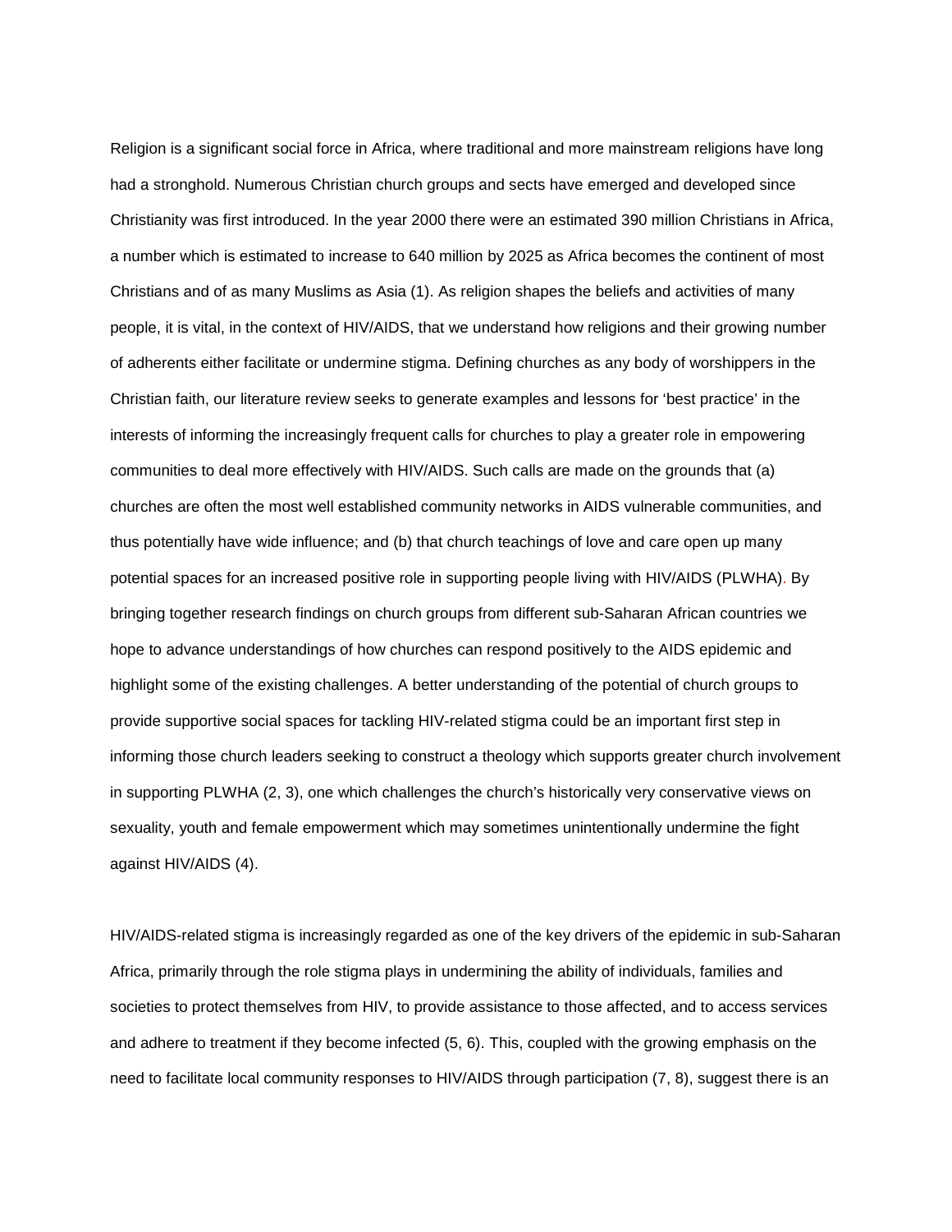Religion is a significant social force in Africa, where traditional and more mainstream religions have long had a stronghold. Numerous Christian church groups and sects have emerged and developed since Christianity was first introduced. In the year 2000 there were an estimated 390 million Christians in Africa, a number which is estimated to increase to 640 million by 2025 as Africa becomes the continent of most Christians and of as many Muslims as Asia (1). As religion shapes the beliefs and activities of many people, it is vital, in the context of HIV/AIDS, that we understand how religions and their growing number of adherents either facilitate or undermine stigma. Defining churches as any body of worshippers in the Christian faith, our literature review seeks to generate examples and lessons for 'best practice' in the interests of informing the increasingly frequent calls for churches to play a greater role in empowering communities to deal more effectively with HIV/AIDS. Such calls are made on the grounds that (a) churches are often the most well established community networks in AIDS vulnerable communities, and thus potentially have wide influence; and (b) that church teachings of love and care open up many potential spaces for an increased positive role in supporting people living with HIV/AIDS (PLWHA). By bringing together research findings on church groups from different sub-Saharan African countries we hope to advance understandings of how churches can respond positively to the AIDS epidemic and highlight some of the existing challenges. A better understanding of the potential of church groups to provide supportive social spaces for tackling HIV-related stigma could be an important first step in informing those church leaders seeking to construct a theology which supports greater church involvement in supporting PLWHA (2, 3), one which challenges the church's historically very conservative views on sexuality, youth and female empowerment which may sometimes unintentionally undermine the fight against HIV/AIDS (4).

HIV/AIDS-related stigma is increasingly regarded as one of the key drivers of the epidemic in sub-Saharan Africa, primarily through the role stigma plays in undermining the ability of individuals, families and societies to protect themselves from HIV, to provide assistance to those affected, and to access services and adhere to treatment if they become infected (5, 6). This, coupled with the growing emphasis on the need to facilitate local community responses to HIV/AIDS through participation (7, 8), suggest there is an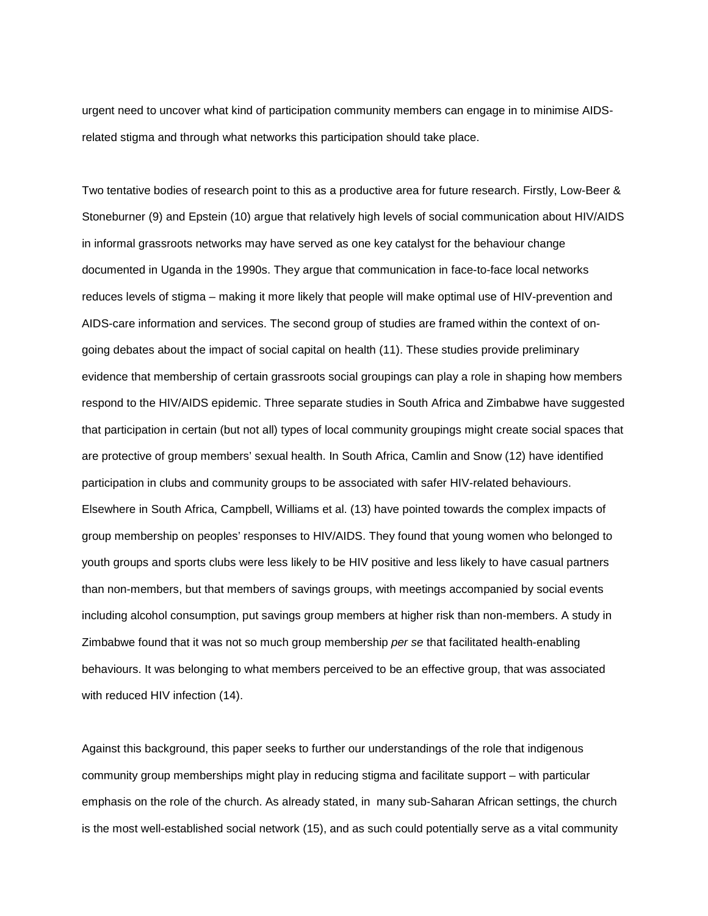urgent need to uncover what kind of participation community members can engage in to minimise AIDS-related stigma and through what networks this participation should take place.

Two tentative bodies of research point to this as a productive area for future research. Firstly, Low-Beer & Stoneburner (9) and Epstein (10) argue that relatively high levels of social communication about HIV/AIDS in informal grassroots networks may have served as one key catalyst for the behaviour change documented in Uganda in the 1990s. They argue that communication in face-to-face local networks reduces levels of stigma – making it more likely that people will make optimal use of HIV-prevention and AIDS-care information and services. The second group of studies are framed within the context of on-going debates about the impact of social capital on health (11). These studies provide preliminary evidence that membership of certain grassroots social groupings can play a role in shaping how members respond to the HIV/AIDS epidemic. Three separate studies in South Africa and Zimbabwe have suggested that participation in certain (but not all) types of local community groupings might create social spaces that are protective of group members' sexual health. In South Africa, Camlin and Snow (12) have identified participation in clubs and community groups to be associated with safer HIV-related behaviours. Elsewhere in South Africa, Campbell, Williams et al. (13) have pointed towards the complex impacts of group membership on peoples' responses to HIV/AIDS. They found that young women who belonged to youth groups and sports clubs were less likely to be HIV positive and less likely to have casual partners than non-members, but that members of savings groups, with meetings accompanied by social events including alcohol consumption, put savings group members at higher risk than non-members. A study in Zimbabwe found that it was not so much group membership *per se* that facilitated health-enabling behaviours. It was belonging to what members perceived to be an effective group, that was associated with reduced HIV infection (14).

Against this background, this paper seeks to further our understandings of the role that indigenous community group memberships might play in reducing stigma and facilitate support – with particular emphasis on the role of the church. As already stated, in many sub-Saharan African settings, the church is the most well-established social network (15), and as such could potentially serve as a vital community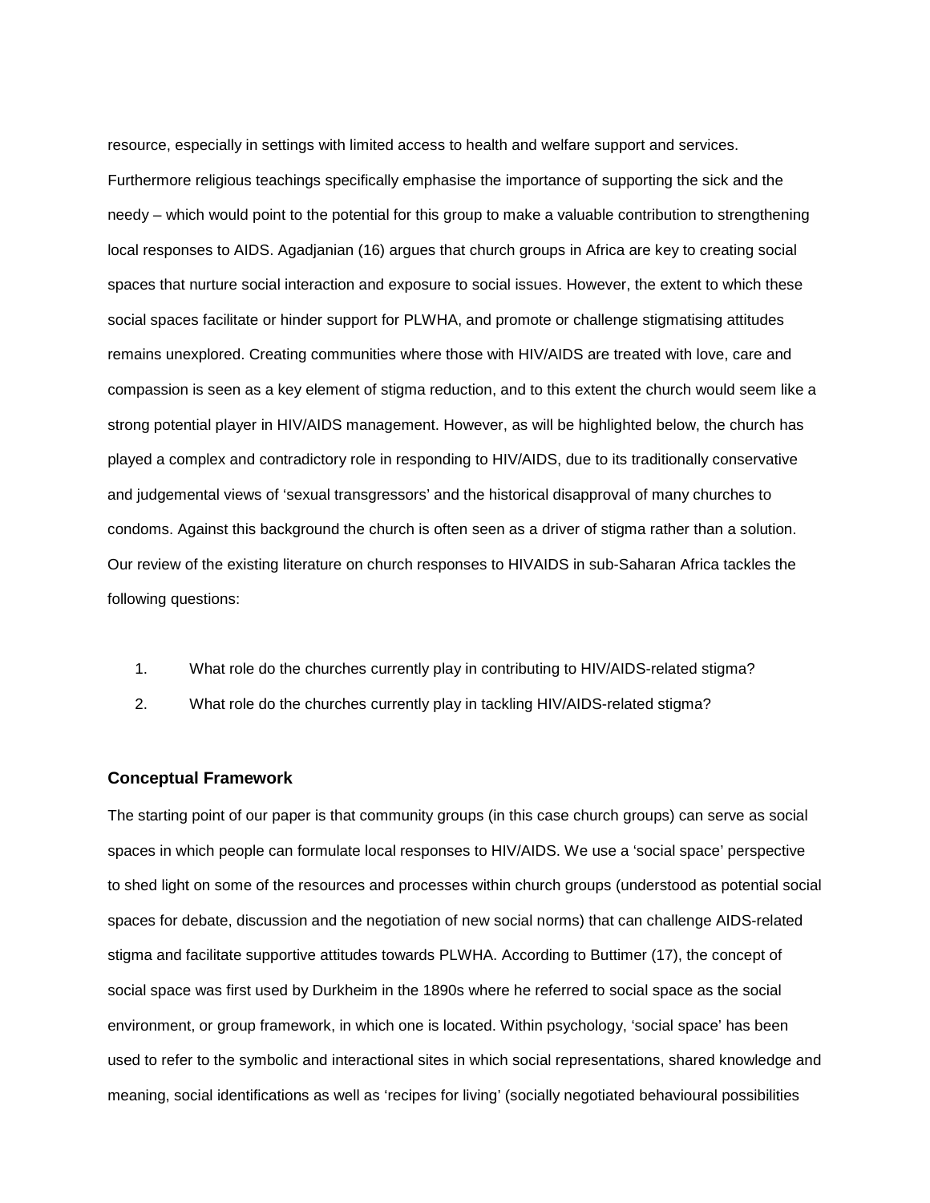resource, especially in settings with limited access to health and welfare support and services. Furthermore religious teachings specifically emphasise the importance of supporting the sick and the needy – which would point to the potential for this group to make a valuable contribution to strengthening local responses to AIDS. Agadjanian (16) argues that church groups in Africa are key to creating social spaces that nurture social interaction and exposure to social issues. However, the extent to which these social spaces facilitate or hinder support for PLWHA, and promote or challenge stigmatising attitudes remains unexplored. Creating communities where those with HIV/AIDS are treated with love, care and compassion is seen as a key element of stigma reduction, and to this extent the church would seem like a strong potential player in HIV/AIDS management. However, as will be highlighted below, the church has played a complex and contradictory role in responding to HIV/AIDS, due to its traditionally conservative and judgemental views of 'sexual transgressors' and the historical disapproval of many churches to condoms. Against this background the church is often seen as a driver of stigma rather than a solution. Our review of the existing literature on church responses to HIVAIDS in sub-Saharan Africa tackles the following questions:

1. What role do the churches currently play in contributing to HIV/AIDS-related stigma?
2. What role do the churches currently play in tackling HIV/AIDS-related stigma?

### Conceptual Framework

The starting point of our paper is that community groups (in this case church groups) can serve as social spaces in which people can formulate local responses to HIV/AIDS. We use a 'social space' perspective to shed light on some of the resources and processes within church groups (understood as potential social spaces for debate, discussion and the negotiation of new social norms) that can challenge AIDS-related stigma and facilitate supportive attitudes towards PLWHA. According to Buttimer (17), the concept of social space was first used by Durkheim in the 1890s where he referred to social space as the social environment, or group framework, in which one is located. Within psychology, 'social space' has been used to refer to the symbolic and interactional sites in which social representations, shared knowledge and meaning, social identifications as well as 'recipes for living' (socially negotiated behavioural possibilities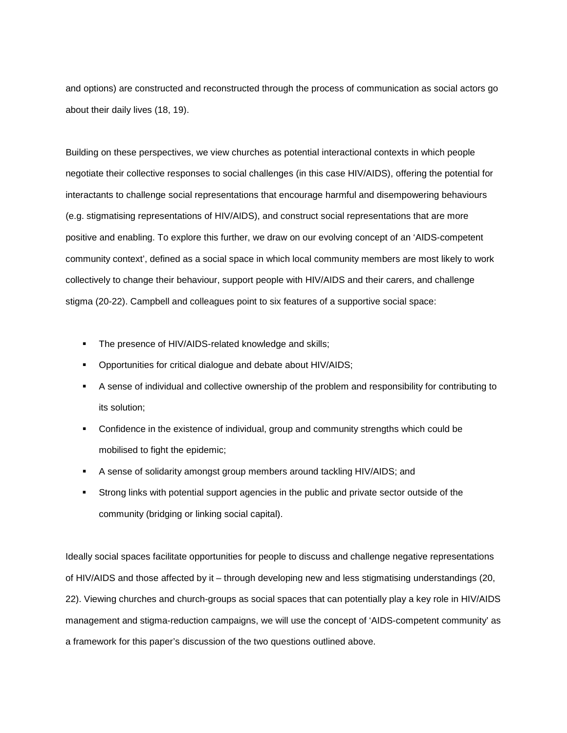and options) are constructed and reconstructed through the process of communication as social actors go about their daily lives (18, 19).

Building on these perspectives, we view churches as potential interactional contexts in which people negotiate their collective responses to social challenges (in this case HIV/AIDS), offering the potential for interactants to challenge social representations that encourage harmful and disempowering behaviours (e.g. stigmatising representations of HIV/AIDS), and construct social representations that are more positive and enabling. To explore this further, we draw on our evolving concept of an 'AIDS-competent community context', defined as a social space in which local community members are most likely to work collectively to change their behaviour, support people with HIV/AIDS and their carers, and challenge stigma (20-22). Campbell and colleagues point to six features of a supportive social space:

- The presence of HIV/AIDS-related knowledge and skills;
- Opportunities for critical dialogue and debate about HIV/AIDS;
- A sense of individual and collective ownership of the problem and responsibility for contributing to its solution;
- Confidence in the existence of individual, group and community strengths which could be mobilised to fight the epidemic;
- A sense of solidarity amongst group members around tackling HIV/AIDS; and
- Strong links with potential support agencies in the public and private sector outside of the community (bridging or linking social capital).

Ideally social spaces facilitate opportunities for people to discuss and challenge negative representations of HIV/AIDS and those affected by it – through developing new and less stigmatising understandings (20, 22). Viewing churches and church-groups as social spaces that can potentially play a key role in HIV/AIDS management and stigma-reduction campaigns, we will use the concept of 'AIDS-competent community' as a framework for this paper's discussion of the two questions outlined above.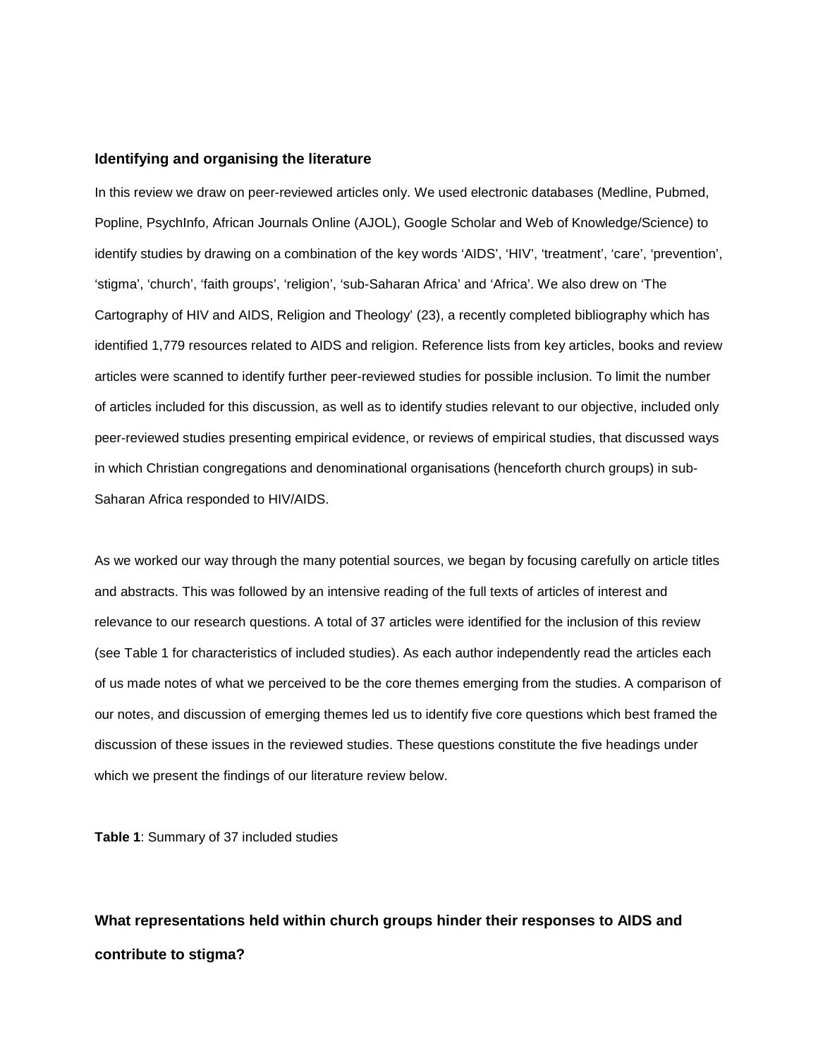### Identifying and organising the literature

In this review we draw on peer-reviewed articles only. We used electronic databases (Medline, Pubmed, Popline, PsychInfo, African Journals Online (AJOL), Google Scholar and Web of Knowledge/Science) to identify studies by drawing on a combination of the key words 'AIDS', 'HIV', 'treatment', 'care', 'prevention', 'stigma', 'church', 'faith groups', 'religion', 'sub-Saharan Africa' and 'Africa'. We also drew on 'The Cartography of HIV and AIDS, Religion and Theology' (23), a recently completed bibliography which has identified 1,779 resources related to AIDS and religion. Reference lists from key articles, books and review articles were scanned to identify further peer-reviewed studies for possible inclusion. To limit the number of articles included for this discussion, as well as to identify studies relevant to our objective, included only peer-reviewed studies presenting empirical evidence, or reviews of empirical studies, that discussed ways in which Christian congregations and denominational organisations (henceforth church groups) in sub-Saharan Africa responded to HIV/AIDS.

As we worked our way through the many potential sources, we began by focusing carefully on article titles and abstracts. This was followed by an intensive reading of the full texts of articles of interest and relevance to our research questions. A total of 37 articles were identified for the inclusion of this review (see Table 1 for characteristics of included studies). As each author independently read the articles each of us made notes of what we perceived to be the core themes emerging from the studies. A comparison of our notes, and discussion of emerging themes led us to identify five core questions which best framed the discussion of these issues in the reviewed studies. These questions constitute the five headings under which we present the findings of our literature review below.

**Table 1**: Summary of 37 included studies

### What representations held within church groups hinder their responses to AIDS and contribute to stigma?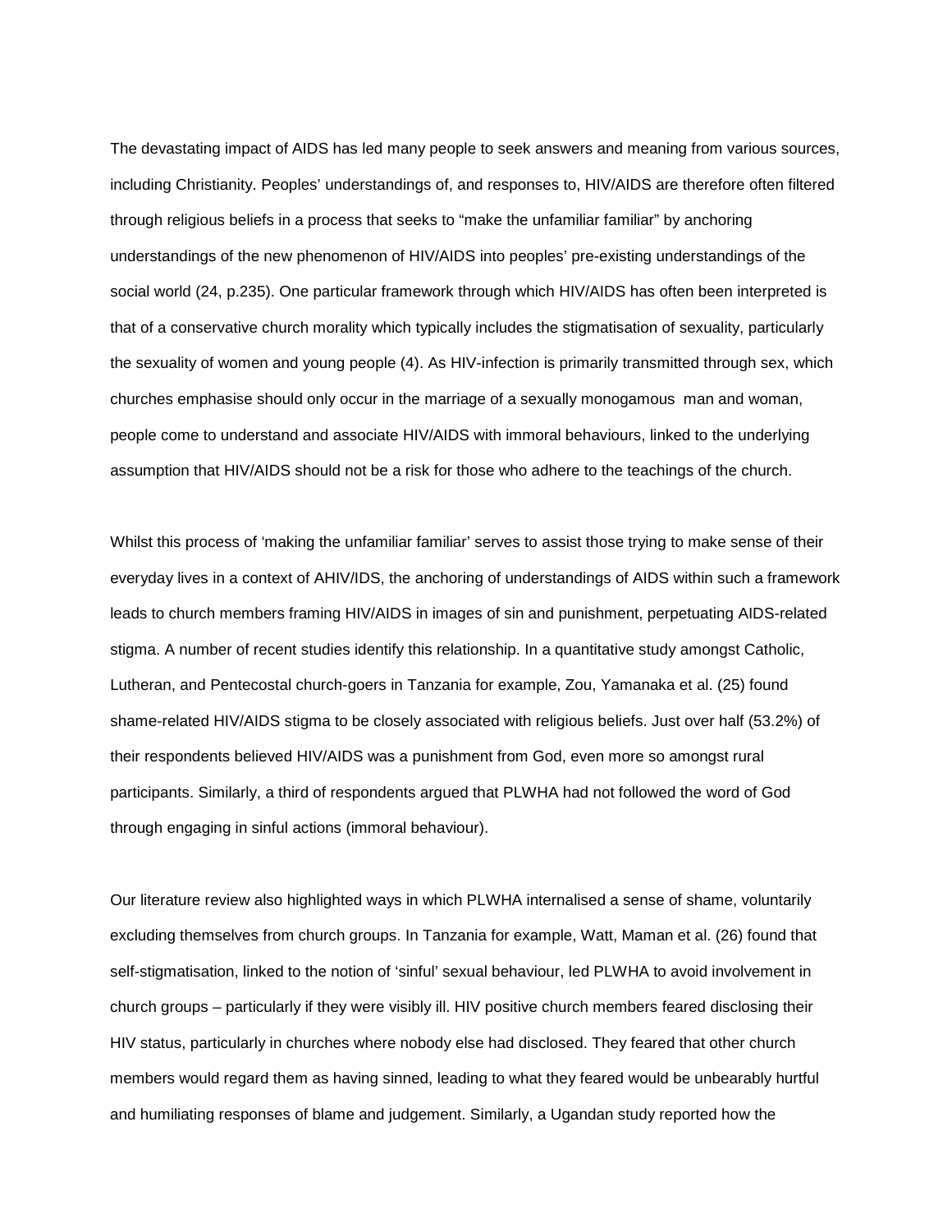The devastating impact of AIDS has led many people to seek answers and meaning from various sources, including Christianity. Peoples' understandings of, and responses to, HIV/AIDS are therefore often filtered through religious beliefs in a process that seeks to "make the unfamiliar familiar" by anchoring understandings of the new phenomenon of HIV/AIDS into peoples' pre-existing understandings of the social world (24, p.235). One particular framework through which HIV/AIDS has often been interpreted is that of a conservative church morality which typically includes the stigmatisation of sexuality, particularly the sexuality of women and young people (4). As HIV-infection is primarily transmitted through sex, which churches emphasise should only occur in the marriage of a sexually monogamous man and woman, people come to understand and associate HIV/AIDS with immoral behaviours, linked to the underlying assumption that HIV/AIDS should not be a risk for those who adhere to the teachings of the church.

Whilst this process of 'making the unfamiliar familiar' serves to assist those trying to make sense of their everyday lives in a context of AHIV/IDS, the anchoring of understandings of AIDS within such a framework leads to church members framing HIV/AIDS in images of sin and punishment, perpetuating AIDS-related stigma. A number of recent studies identify this relationship. In a quantitative study amongst Catholic, Lutheran, and Pentecostal church-goers in Tanzania for example, Zou, Yamanaka et al. (25) found shame-related HIV/AIDS stigma to be closely associated with religious beliefs. Just over half (53.2%) of their respondents believed HIV/AIDS was a punishment from God, even more so amongst rural participants. Similarly, a third of respondents argued that PLWHA had not followed the word of God through engaging in sinful actions (immoral behaviour).

Our literature review also highlighted ways in which PLWHA internalised a sense of shame, voluntarily excluding themselves from church groups. In Tanzania for example, Watt, Maman et al. (26) found that self-stigmatisation, linked to the notion of 'sinful' sexual behaviour, led PLWHA to avoid involvement in church groups – particularly if they were visibly ill. HIV positive church members feared disclosing their HIV status, particularly in churches where nobody else had disclosed. They feared that other church members would regard them as having sinned, leading to what they feared would be unbearably hurtful and humiliating responses of blame and judgement. Similarly, a Ugandan study reported how the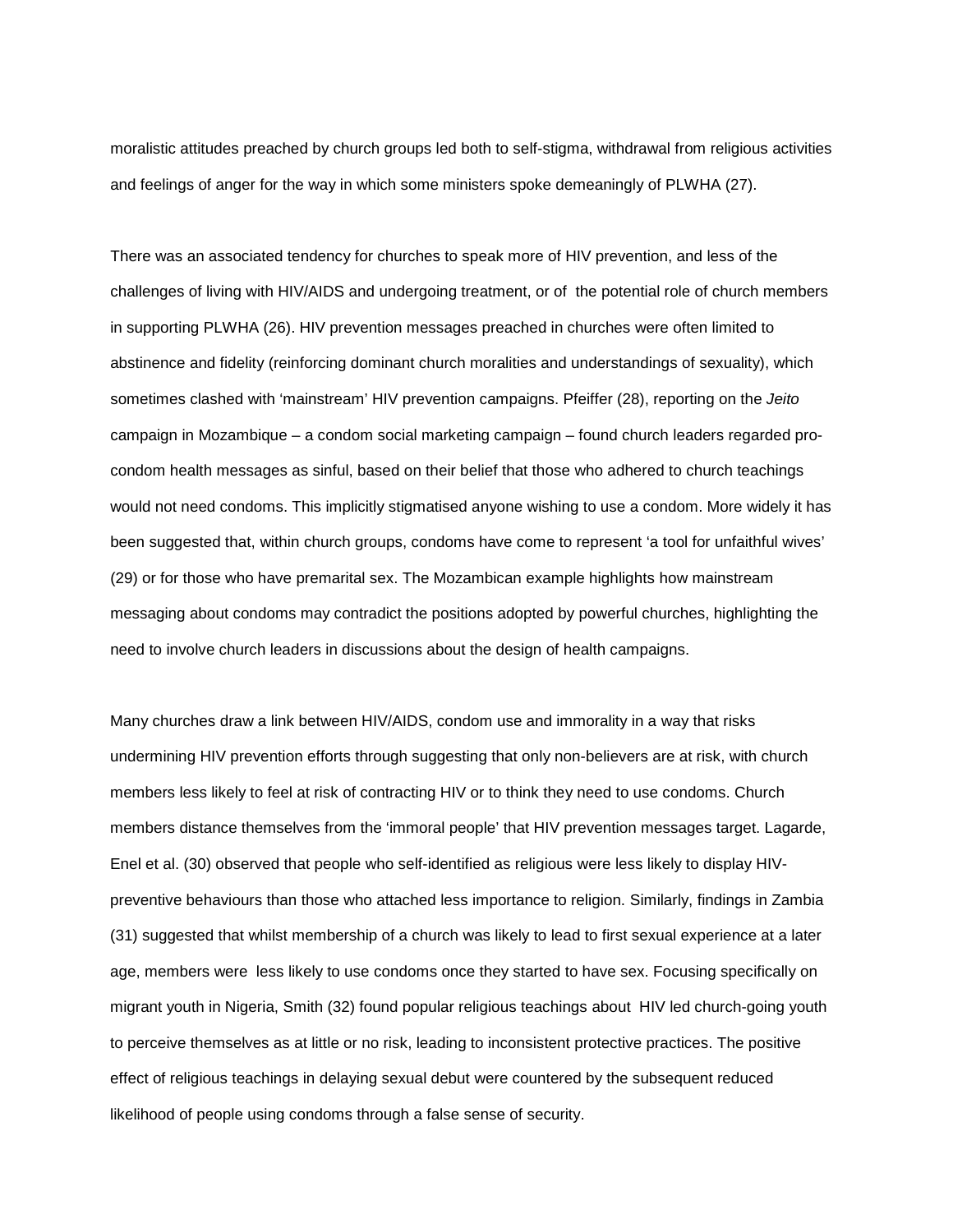moralistic attitudes preached by church groups led both to self-stigma, withdrawal from religious activities and feelings of anger for the way in which some ministers spoke demeaningly of PLWHA (27).

There was an associated tendency for churches to speak more of HIV prevention, and less of the challenges of living with HIV/AIDS and undergoing treatment, or of the potential role of church members in supporting PLWHA (26). HIV prevention messages preached in churches were often limited to abstinence and fidelity (reinforcing dominant church moralities and understandings of sexuality), which sometimes clashed with 'mainstream' HIV prevention campaigns. Pfeiffer (28), reporting on the *Jeito* campaign in Mozambique – a condom social marketing campaign – found church leaders regarded pro-condom health messages as sinful, based on their belief that those who adhered to church teachings would not need condoms. This implicitly stigmatised anyone wishing to use a condom. More widely it has been suggested that, within church groups, condoms have come to represent 'a tool for unfaithful wives' (29) or for those who have premarital sex. The Mozambican example highlights how mainstream messaging about condoms may contradict the positions adopted by powerful churches, highlighting the need to involve church leaders in discussions about the design of health campaigns.

Many churches draw a link between HIV/AIDS, condom use and immorality in a way that risks undermining HIV prevention efforts through suggesting that only non-believers are at risk, with church members less likely to feel at risk of contracting HIV or to think they need to use condoms. Church members distance themselves from the 'immoral people' that HIV prevention messages target. Lagarde, Enel et al. (30) observed that people who self-identified as religious were less likely to display HIV-preventive behaviours than those who attached less importance to religion. Similarly, findings in Zambia (31) suggested that whilst membership of a church was likely to lead to first sexual experience at a later age, members were less likely to use condoms once they started to have sex. Focusing specifically on migrant youth in Nigeria, Smith (32) found popular religious teachings about HIV led church-going youth to perceive themselves as at little or no risk, leading to inconsistent protective practices. The positive effect of religious teachings in delaying sexual debut were countered by the subsequent reduced likelihood of people using condoms through a false sense of security.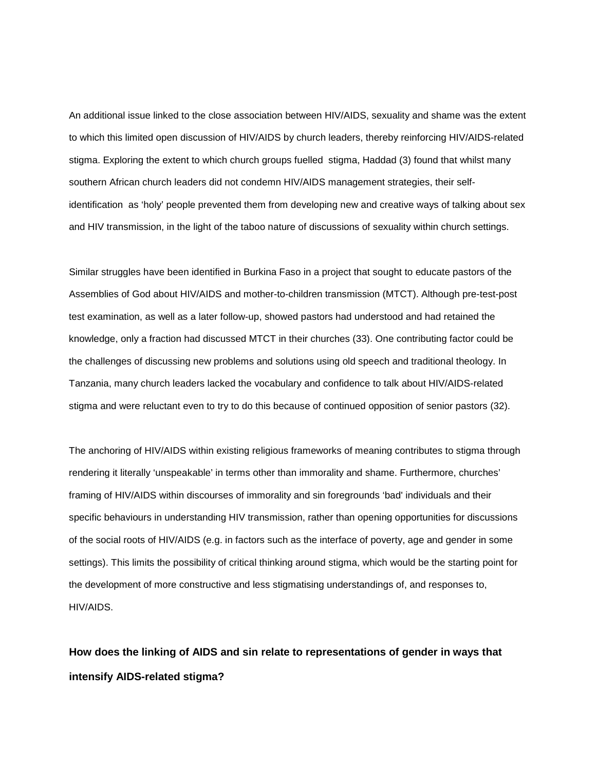An additional issue linked to the close association between HIV/AIDS, sexuality and shame was the extent to which this limited open discussion of HIV/AIDS by church leaders, thereby reinforcing HIV/AIDS-related stigma. Exploring the extent to which church groups fuelled stigma, Haddad (3) found that whilst many southern African church leaders did not condemn HIV/AIDS management strategies, their self-identification as 'holy' people prevented them from developing new and creative ways of talking about sex and HIV transmission, in the light of the taboo nature of discussions of sexuality within church settings.

Similar struggles have been identified in Burkina Faso in a project that sought to educate pastors of the Assemblies of God about HIV/AIDS and mother-to-children transmission (MTCT). Although pre-test-post test examination, as well as a later follow-up, showed pastors had understood and had retained the knowledge, only a fraction had discussed MTCT in their churches (33). One contributing factor could be the challenges of discussing new problems and solutions using old speech and traditional theology. In Tanzania, many church leaders lacked the vocabulary and confidence to talk about HIV/AIDS-related stigma and were reluctant even to try to do this because of continued opposition of senior pastors (32).

The anchoring of HIV/AIDS within existing religious frameworks of meaning contributes to stigma through rendering it literally 'unspeakable' in terms other than immorality and shame. Furthermore, churches' framing of HIV/AIDS within discourses of immorality and sin foregrounds 'bad' individuals and their specific behaviours in understanding HIV transmission, rather than opening opportunities for discussions of the social roots of HIV/AIDS (e.g. in factors such as the interface of poverty, age and gender in some settings). This limits the possibility of critical thinking around stigma, which would be the starting point for the development of more constructive and less stigmatising understandings of, and responses to, HIV/AIDS.

**How does the linking of AIDS and sin relate to representations of gender in ways that intensify AIDS-related stigma?**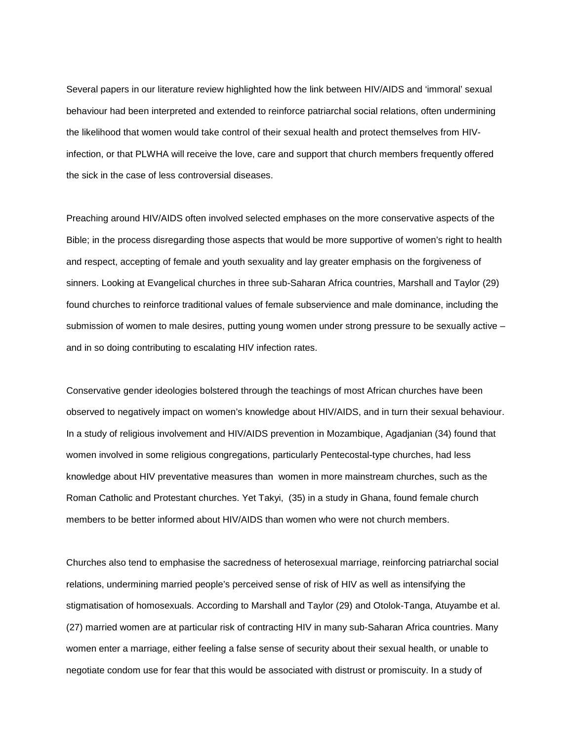Several papers in our literature review highlighted how the link between HIV/AIDS and 'immoral' sexual behaviour had been interpreted and extended to reinforce patriarchal social relations, often undermining the likelihood that women would take control of their sexual health and protect themselves from HIV-infection, or that PLWHA will receive the love, care and support that church members frequently offered the sick in the case of less controversial diseases.

Preaching around HIV/AIDS often involved selected emphases on the more conservative aspects of the Bible; in the process disregarding those aspects that would be more supportive of women's right to health and respect, accepting of female and youth sexuality and lay greater emphasis on the forgiveness of sinners. Looking at Evangelical churches in three sub-Saharan Africa countries, Marshall and Taylor (29) found churches to reinforce traditional values of female subservience and male dominance, including the submission of women to male desires, putting young women under strong pressure to be sexually active – and in so doing contributing to escalating HIV infection rates.

Conservative gender ideologies bolstered through the teachings of most African churches have been observed to negatively impact on women's knowledge about HIV/AIDS, and in turn their sexual behaviour. In a study of religious involvement and HIV/AIDS prevention in Mozambique, Agadjanian (34) found that women involved in some religious congregations, particularly Pentecostal-type churches, had less knowledge about HIV preventative measures than women in more mainstream churches, such as the Roman Catholic and Protestant churches. Yet Takyi, (35) in a study in Ghana, found female church members to be better informed about HIV/AIDS than women who were not church members.

Churches also tend to emphasise the sacredness of heterosexual marriage, reinforcing patriarchal social relations, undermining married people's perceived sense of risk of HIV as well as intensifying the stigmatisation of homosexuals. According to Marshall and Taylor (29) and Otolok-Tanga, Atuyambe et al. (27) married women are at particular risk of contracting HIV in many sub-Saharan Africa countries. Many women enter a marriage, either feeling a false sense of security about their sexual health, or unable to negotiate condom use for fear that this would be associated with distrust or promiscuity. In a study of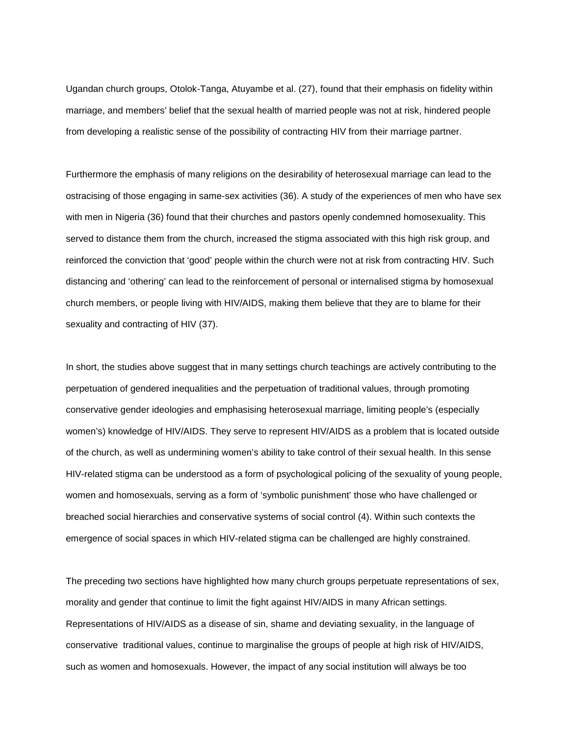Ugandan church groups, Otolok-Tanga, Atuyambe et al. (27), found that their emphasis on fidelity within marriage, and members' belief that the sexual health of married people was not at risk, hindered people from developing a realistic sense of the possibility of contracting HIV from their marriage partner.

Furthermore the emphasis of many religions on the desirability of heterosexual marriage can lead to the ostracising of those engaging in same-sex activities (36). A study of the experiences of men who have sex with men in Nigeria (36) found that their churches and pastors openly condemned homosexuality. This served to distance them from the church, increased the stigma associated with this high risk group, and reinforced the conviction that 'good' people within the church were not at risk from contracting HIV. Such distancing and 'othering' can lead to the reinforcement of personal or internalised stigma by homosexual church members, or people living with HIV/AIDS, making them believe that they are to blame for their sexuality and contracting of HIV (37).

In short, the studies above suggest that in many settings church teachings are actively contributing to the perpetuation of gendered inequalities and the perpetuation of traditional values, through promoting conservative gender ideologies and emphasising heterosexual marriage, limiting people's (especially women's) knowledge of HIV/AIDS. They serve to represent HIV/AIDS as a problem that is located outside of the church, as well as undermining women's ability to take control of their sexual health. In this sense HIV-related stigma can be understood as a form of psychological policing of the sexuality of young people, women and homosexuals, serving as a form of 'symbolic punishment' those who have challenged or breached social hierarchies and conservative systems of social control (4). Within such contexts the emergence of social spaces in which HIV-related stigma can be challenged are highly constrained.

The preceding two sections have highlighted how many church groups perpetuate representations of sex, morality and gender that continue to limit the fight against HIV/AIDS in many African settings. Representations of HIV/AIDS as a disease of sin, shame and deviating sexuality, in the language of conservative traditional values, continue to marginalise the groups of people at high risk of HIV/AIDS, such as women and homosexuals. However, the impact of any social institution will always be too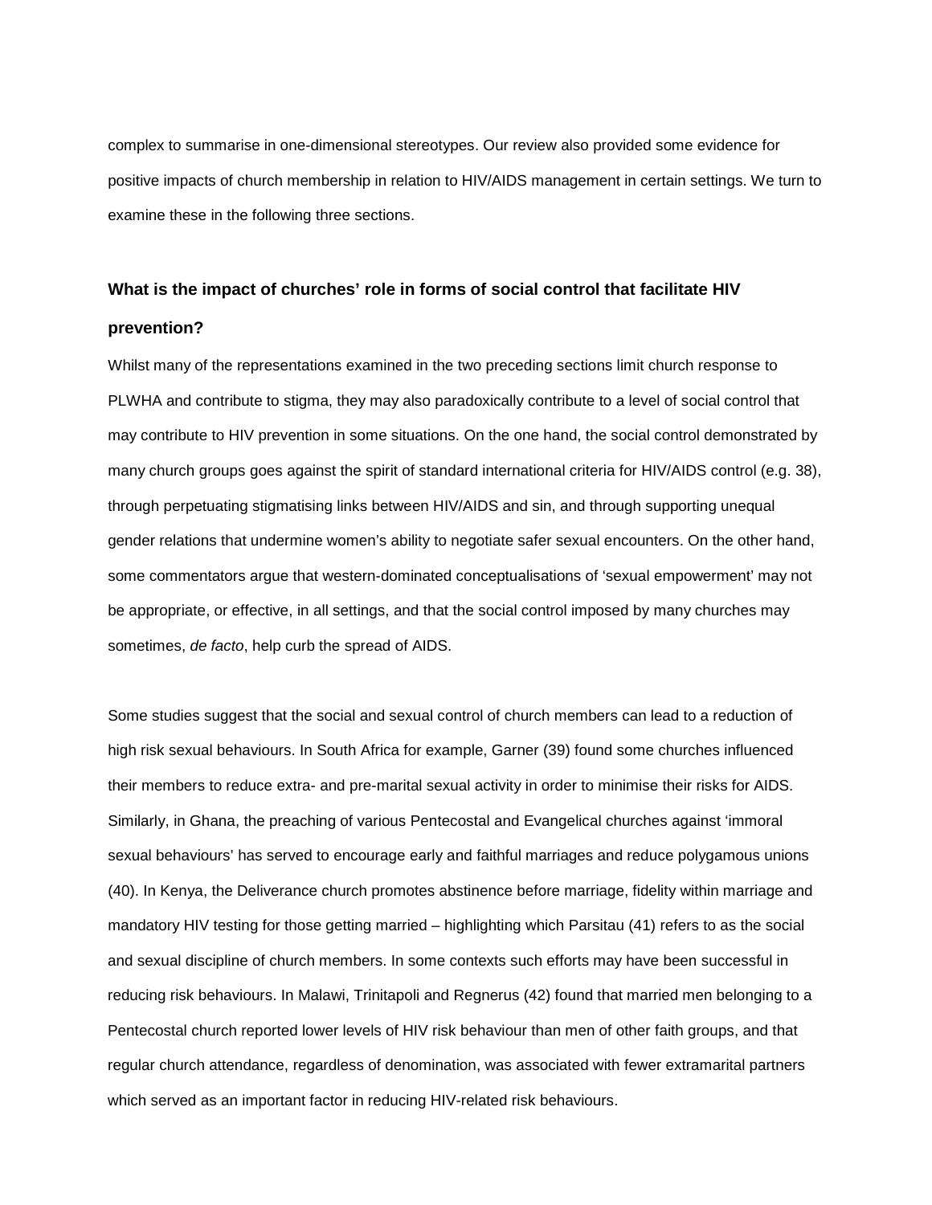complex to summarise in one-dimensional stereotypes. Our review also provided some evidence for positive impacts of church membership in relation to HIV/AIDS management in certain settings. We turn to examine these in the following three sections.

### What is the impact of churches' role in forms of social control that facilitate HIV prevention?

Whilst many of the representations examined in the two preceding sections limit church response to PLWHA and contribute to stigma, they may also paradoxically contribute to a level of social control that may contribute to HIV prevention in some situations. On the one hand, the social control demonstrated by many church groups goes against the spirit of standard international criteria for HIV/AIDS control (e.g. 38), through perpetuating stigmatising links between HIV/AIDS and sin, and through supporting unequal gender relations that undermine women's ability to negotiate safer sexual encounters. On the other hand, some commentators argue that western-dominated conceptualisations of 'sexual empowerment' may not be appropriate, or effective, in all settings, and that the social control imposed by many churches may sometimes, *de facto*, help curb the spread of AIDS.

Some studies suggest that the social and sexual control of church members can lead to a reduction of high risk sexual behaviours. In South Africa for example, Garner (39) found some churches influenced their members to reduce extra- and pre-marital sexual activity in order to minimise their risks for AIDS. Similarly, in Ghana, the preaching of various Pentecostal and Evangelical churches against 'immoral sexual behaviours' has served to encourage early and faithful marriages and reduce polygamous unions (40). In Kenya, the Deliverance church promotes abstinence before marriage, fidelity within marriage and mandatory HIV testing for those getting married – highlighting which Parsitau (41) refers to as the social and sexual discipline of church members. In some contexts such efforts may have been successful in reducing risk behaviours. In Malawi, Trinitapoli and Regnerus (42) found that married men belonging to a Pentecostal church reported lower levels of HIV risk behaviour than men of other faith groups, and that regular church attendance, regardless of denomination, was associated with fewer extramarital partners which served as an important factor in reducing HIV-related risk behaviours.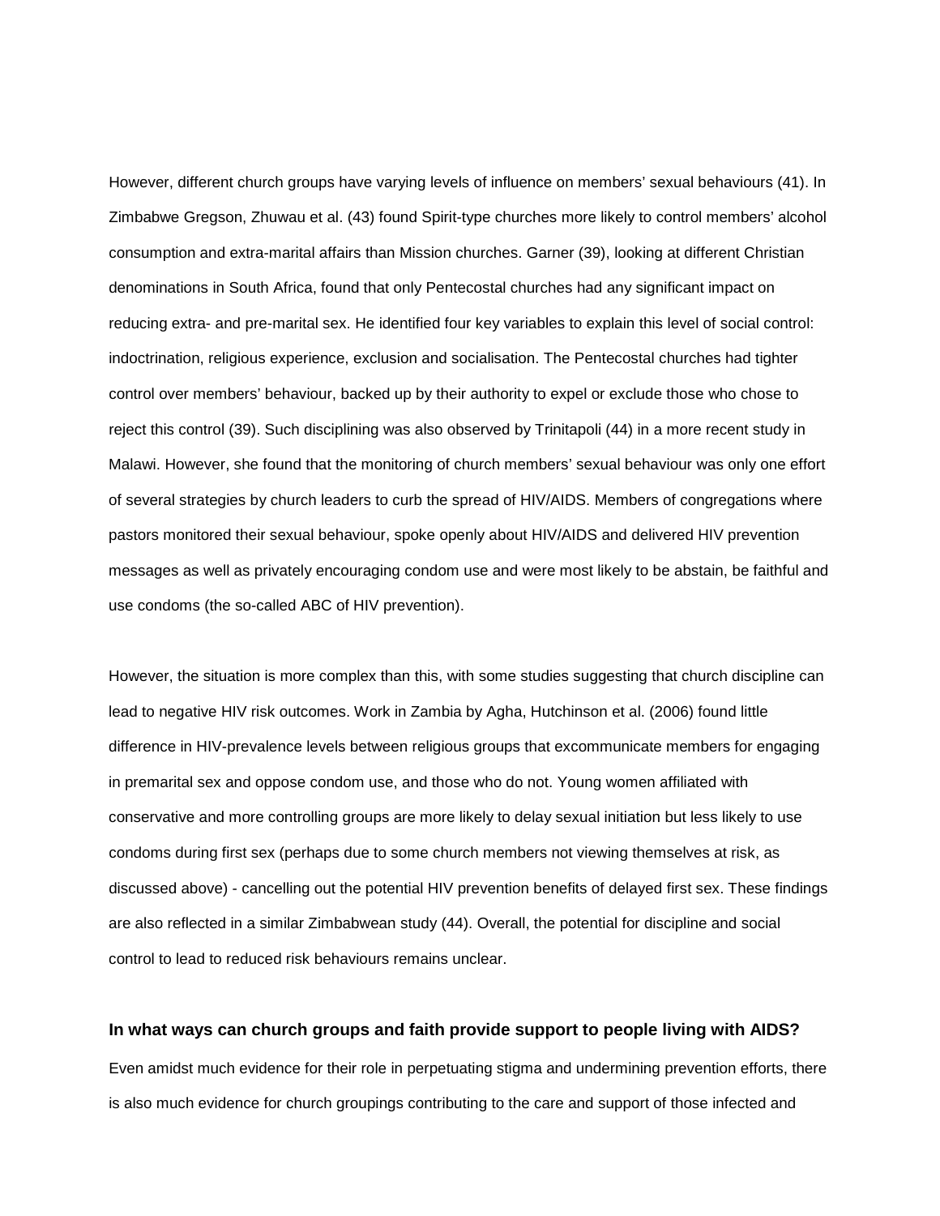However, different church groups have varying levels of influence on members' sexual behaviours (41). In Zimbabwe Gregson, Zhuwau et al. (43) found Spirit-type churches more likely to control members' alcohol consumption and extra-marital affairs than Mission churches. Garner (39), looking at different Christian denominations in South Africa, found that only Pentecostal churches had any significant impact on reducing extra- and pre-marital sex. He identified four key variables to explain this level of social control: indoctrination, religious experience, exclusion and socialisation. The Pentecostal churches had tighter control over members' behaviour, backed up by their authority to expel or exclude those who chose to reject this control (39). Such disciplining was also observed by Trinitapoli (44) in a more recent study in Malawi. However, she found that the monitoring of church members' sexual behaviour was only one effort of several strategies by church leaders to curb the spread of HIV/AIDS. Members of congregations where pastors monitored their sexual behaviour, spoke openly about HIV/AIDS and delivered HIV prevention messages as well as privately encouraging condom use and were most likely to be abstain, be faithful and use condoms (the so-called ABC of HIV prevention).

However, the situation is more complex than this, with some studies suggesting that church discipline can lead to negative HIV risk outcomes. Work in Zambia by Agha, Hutchinson et al. (2006) found little difference in HIV-prevalence levels between religious groups that excommunicate members for engaging in premarital sex and oppose condom use, and those who do not. Young women affiliated with conservative and more controlling groups are more likely to delay sexual initiation but less likely to use condoms during first sex (perhaps due to some church members not viewing themselves at risk, as discussed above) - cancelling out the potential HIV prevention benefits of delayed first sex. These findings are also reflected in a similar Zimbabwean study (44). Overall, the potential for discipline and social control to lead to reduced risk behaviours remains unclear.

### In what ways can church groups and faith provide support to people living with AIDS?

Even amidst much evidence for their role in perpetuating stigma and undermining prevention efforts, there is also much evidence for church groupings contributing to the care and support of those infected and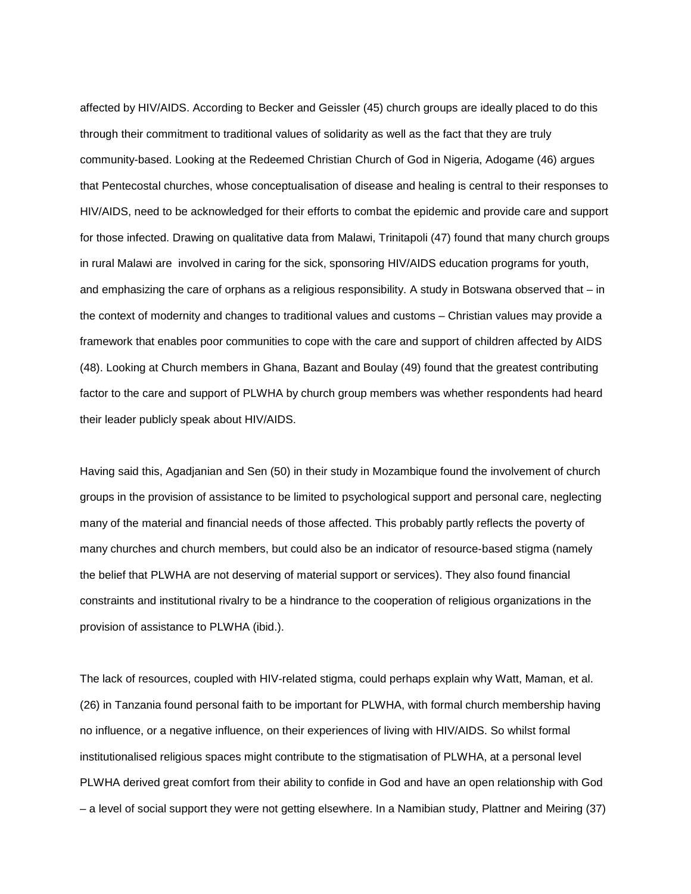affected by HIV/AIDS. According to Becker and Geissler (45) church groups are ideally placed to do this through their commitment to traditional values of solidarity as well as the fact that they are truly community-based. Looking at the Redeemed Christian Church of God in Nigeria, Adogame (46) argues that Pentecostal churches, whose conceptualisation of disease and healing is central to their responses to HIV/AIDS, need to be acknowledged for their efforts to combat the epidemic and provide care and support for those infected. Drawing on qualitative data from Malawi, Trinitapoli (47) found that many church groups in rural Malawi are involved in caring for the sick, sponsoring HIV/AIDS education programs for youth, and emphasizing the care of orphans as a religious responsibility. A study in Botswana observed that – in the context of modernity and changes to traditional values and customs – Christian values may provide a framework that enables poor communities to cope with the care and support of children affected by AIDS (48). Looking at Church members in Ghana, Bazant and Boulay (49) found that the greatest contributing factor to the care and support of PLWHA by church group members was whether respondents had heard their leader publicly speak about HIV/AIDS.

Having said this, Agadjanian and Sen (50) in their study in Mozambique found the involvement of church groups in the provision of assistance to be limited to psychological support and personal care, neglecting many of the material and financial needs of those affected. This probably partly reflects the poverty of many churches and church members, but could also be an indicator of resource-based stigma (namely the belief that PLWHA are not deserving of material support or services). They also found financial constraints and institutional rivalry to be a hindrance to the cooperation of religious organizations in the provision of assistance to PLWHA (ibid.).

The lack of resources, coupled with HIV-related stigma, could perhaps explain why Watt, Maman, et al. (26) in Tanzania found personal faith to be important for PLWHA, with formal church membership having no influence, or a negative influence, on their experiences of living with HIV/AIDS. So whilst formal institutionalised religious spaces might contribute to the stigmatisation of PLWHA, at a personal level PLWHA derived great comfort from their ability to confide in God and have an open relationship with God – a level of social support they were not getting elsewhere. In a Namibian study, Plattner and Meiring (37)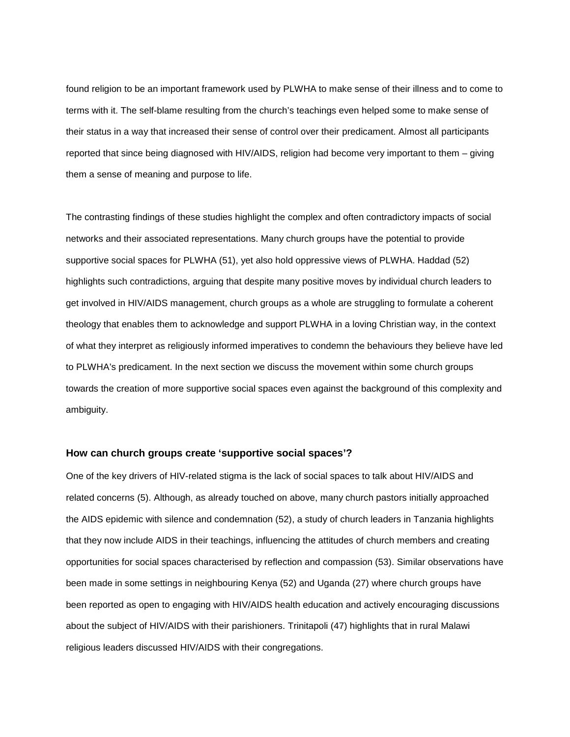found religion to be an important framework used by PLWHA to make sense of their illness and to come to terms with it. The self-blame resulting from the church's teachings even helped some to make sense of their status in a way that increased their sense of control over their predicament. Almost all participants reported that since being diagnosed with HIV/AIDS, religion had become very important to them – giving them a sense of meaning and purpose to life.

The contrasting findings of these studies highlight the complex and often contradictory impacts of social networks and their associated representations. Many church groups have the potential to provide supportive social spaces for PLWHA (51), yet also hold oppressive views of PLWHA. Haddad (52) highlights such contradictions, arguing that despite many positive moves by individual church leaders to get involved in HIV/AIDS management, church groups as a whole are struggling to formulate a coherent theology that enables them to acknowledge and support PLWHA in a loving Christian way, in the context of what they interpret as religiously informed imperatives to condemn the behaviours they believe have led to PLWHA's predicament. In the next section we discuss the movement within some church groups towards the creation of more supportive social spaces even against the background of this complexity and ambiguity.

### How can church groups create 'supportive social spaces'?

One of the key drivers of HIV-related stigma is the lack of social spaces to talk about HIV/AIDS and related concerns (5). Although, as already touched on above, many church pastors initially approached the AIDS epidemic with silence and condemnation (52), a study of church leaders in Tanzania highlights that they now include AIDS in their teachings, influencing the attitudes of church members and creating opportunities for social spaces characterised by reflection and compassion (53). Similar observations have been made in some settings in neighbouring Kenya (52) and Uganda (27) where church groups have been reported as open to engaging with HIV/AIDS health education and actively encouraging discussions about the subject of HIV/AIDS with their parishioners. Trinitapoli (47) highlights that in rural Malawi religious leaders discussed HIV/AIDS with their congregations.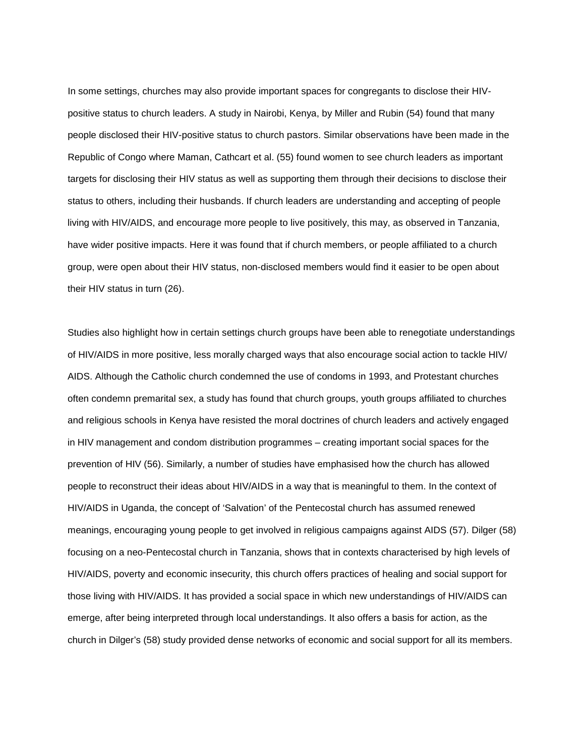In some settings, churches may also provide important spaces for congregants to disclose their HIV-positive status to church leaders. A study in Nairobi, Kenya, by Miller and Rubin (54) found that many people disclosed their HIV-positive status to church pastors. Similar observations have been made in the Republic of Congo where Maman, Cathcart et al. (55) found women to see church leaders as important targets for disclosing their HIV status as well as supporting them through their decisions to disclose their status to others, including their husbands. If church leaders are understanding and accepting of people living with HIV/AIDS, and encourage more people to live positively, this may, as observed in Tanzania, have wider positive impacts. Here it was found that if church members, or people affiliated to a church group, were open about their HIV status, non-disclosed members would find it easier to be open about their HIV status in turn (26).

Studies also highlight how in certain settings church groups have been able to renegotiate understandings of HIV/AIDS in more positive, less morally charged ways that also encourage social action to tackle HIV/AIDS. Although the Catholic church condemned the use of condoms in 1993, and Protestant churches often condemn premarital sex, a study has found that church groups, youth groups affiliated to churches and religious schools in Kenya have resisted the moral doctrines of church leaders and actively engaged in HIV management and condom distribution programmes – creating important social spaces for the prevention of HIV (56). Similarly, a number of studies have emphasised how the church has allowed people to reconstruct their ideas about HIV/AIDS in a way that is meaningful to them. In the context of HIV/AIDS in Uganda, the concept of 'Salvation' of the Pentecostal church has assumed renewed meanings, encouraging young people to get involved in religious campaigns against AIDS (57). Dilger (58) focusing on a neo-Pentecostal church in Tanzania, shows that in contexts characterised by high levels of HIV/AIDS, poverty and economic insecurity, this church offers practices of healing and social support for those living with HIV/AIDS. It has provided a social space in which new understandings of HIV/AIDS can emerge, after being interpreted through local understandings. It also offers a basis for action, as the church in Dilger's (58) study provided dense networks of economic and social support for all its members.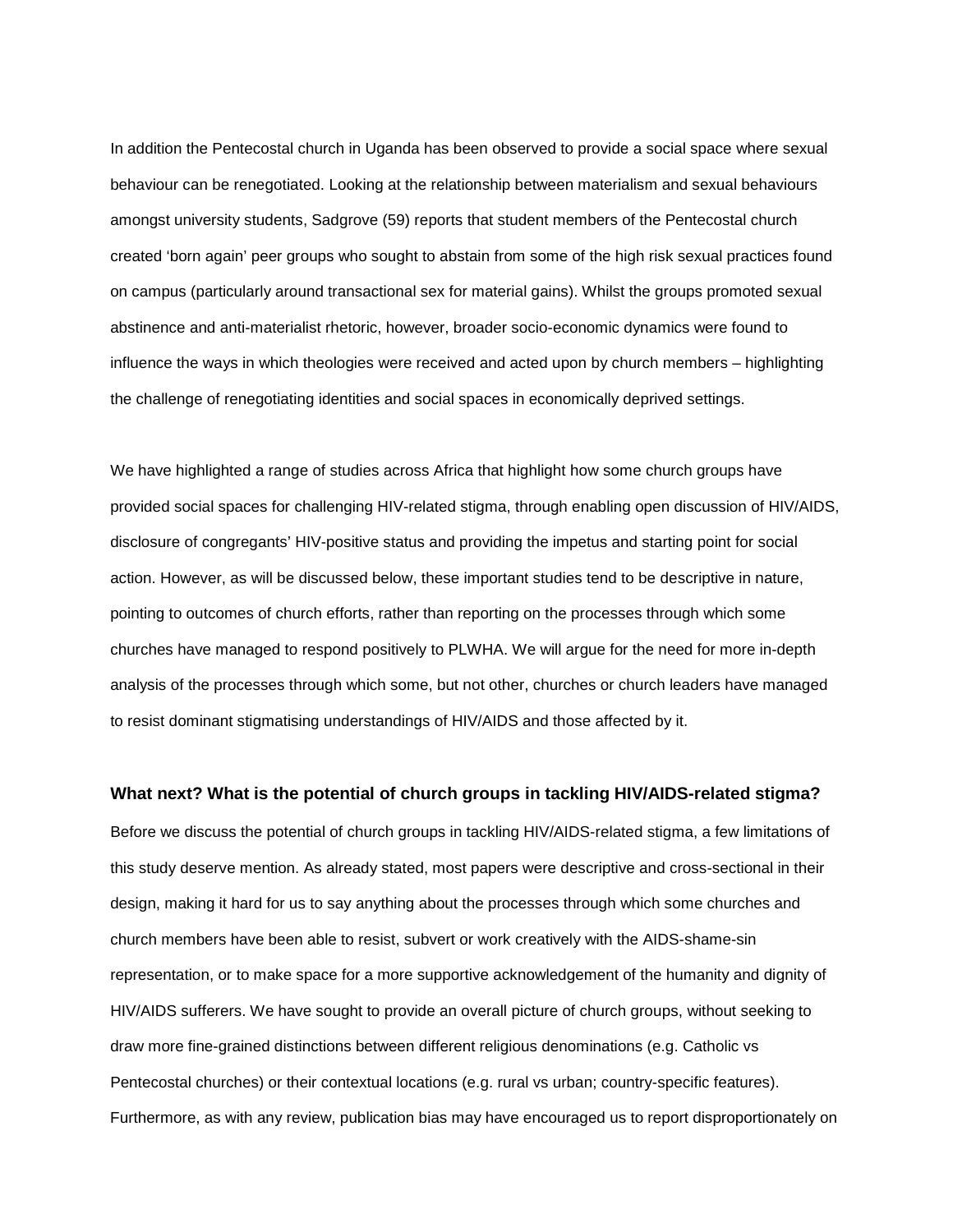In addition the Pentecostal church in Uganda has been observed to provide a social space where sexual behaviour can be renegotiated. Looking at the relationship between materialism and sexual behaviours amongst university students, Sadgrove (59) reports that student members of the Pentecostal church created 'born again' peer groups who sought to abstain from some of the high risk sexual practices found on campus (particularly around transactional sex for material gains). Whilst the groups promoted sexual abstinence and anti-materialist rhetoric, however, broader socio-economic dynamics were found to influence the ways in which theologies were received and acted upon by church members – highlighting the challenge of renegotiating identities and social spaces in economically deprived settings.

We have highlighted a range of studies across Africa that highlight how some church groups have provided social spaces for challenging HIV-related stigma, through enabling open discussion of HIV/AIDS, disclosure of congregants' HIV-positive status and providing the impetus and starting point for social action. However, as will be discussed below, these important studies tend to be descriptive in nature, pointing to outcomes of church efforts, rather than reporting on the processes through which some churches have managed to respond positively to PLWHA. We will argue for the need for more in-depth analysis of the processes through which some, but not other, churches or church leaders have managed to resist dominant stigmatising understandings of HIV/AIDS and those affected by it.

### What next? What is the potential of church groups in tackling HIV/AIDS-related stigma?

Before we discuss the potential of church groups in tackling HIV/AIDS-related stigma, a few limitations of this study deserve mention. As already stated, most papers were descriptive and cross-sectional in their design, making it hard for us to say anything about the processes through which some churches and church members have been able to resist, subvert or work creatively with the AIDS-shame-sin representation, or to make space for a more supportive acknowledgement of the humanity and dignity of HIV/AIDS sufferers. We have sought to provide an overall picture of church groups, without seeking to draw more fine-grained distinctions between different religious denominations (e.g. Catholic vs Pentecostal churches) or their contextual locations (e.g. rural vs urban; country-specific features). Furthermore, as with any review, publication bias may have encouraged us to report disproportionately on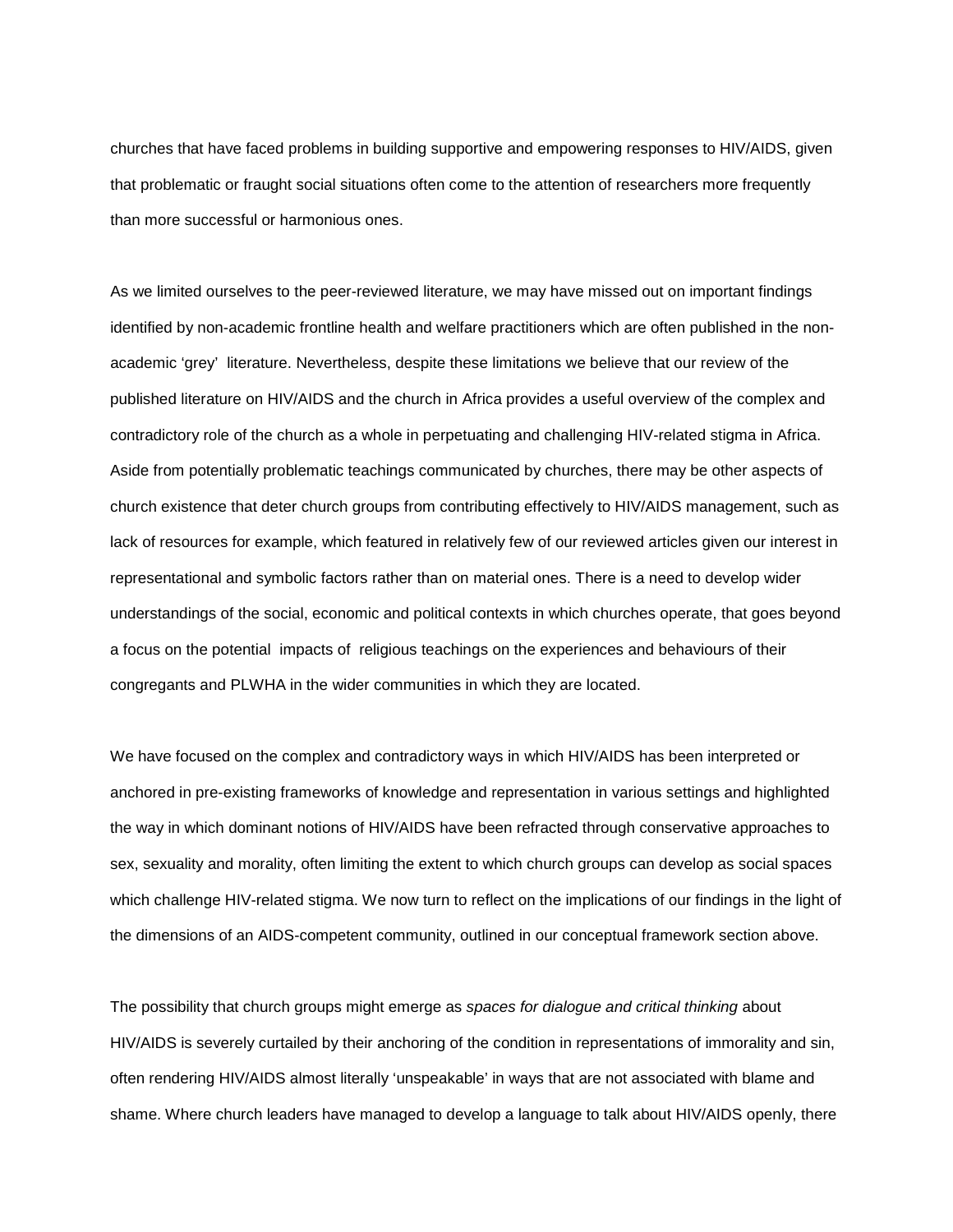churches that have faced problems in building supportive and empowering responses to HIV/AIDS, given that problematic or fraught social situations often come to the attention of researchers more frequently than more successful or harmonious ones.

As we limited ourselves to the peer-reviewed literature, we may have missed out on important findings identified by non-academic frontline health and welfare practitioners which are often published in the non-academic 'grey' literature. Nevertheless, despite these limitations we believe that our review of the published literature on HIV/AIDS and the church in Africa provides a useful overview of the complex and contradictory role of the church as a whole in perpetuating and challenging HIV-related stigma in Africa. Aside from potentially problematic teachings communicated by churches, there may be other aspects of church existence that deter church groups from contributing effectively to HIV/AIDS management, such as lack of resources for example, which featured in relatively few of our reviewed articles given our interest in representational and symbolic factors rather than on material ones. There is a need to develop wider understandings of the social, economic and political contexts in which churches operate, that goes beyond a focus on the potential impacts of religious teachings on the experiences and behaviours of their congregants and PLWHA in the wider communities in which they are located.

We have focused on the complex and contradictory ways in which HIV/AIDS has been interpreted or anchored in pre-existing frameworks of knowledge and representation in various settings and highlighted the way in which dominant notions of HIV/AIDS have been refracted through conservative approaches to sex, sexuality and morality, often limiting the extent to which church groups can develop as social spaces which challenge HIV-related stigma. We now turn to reflect on the implications of our findings in the light of the dimensions of an AIDS-competent community, outlined in our conceptual framework section above.

The possibility that church groups might emerge as *spaces for dialogue and critical thinking* about HIV/AIDS is severely curtailed by their anchoring of the condition in representations of immorality and sin, often rendering HIV/AIDS almost literally 'unspeakable' in ways that are not associated with blame and shame. Where church leaders have managed to develop a language to talk about HIV/AIDS openly, there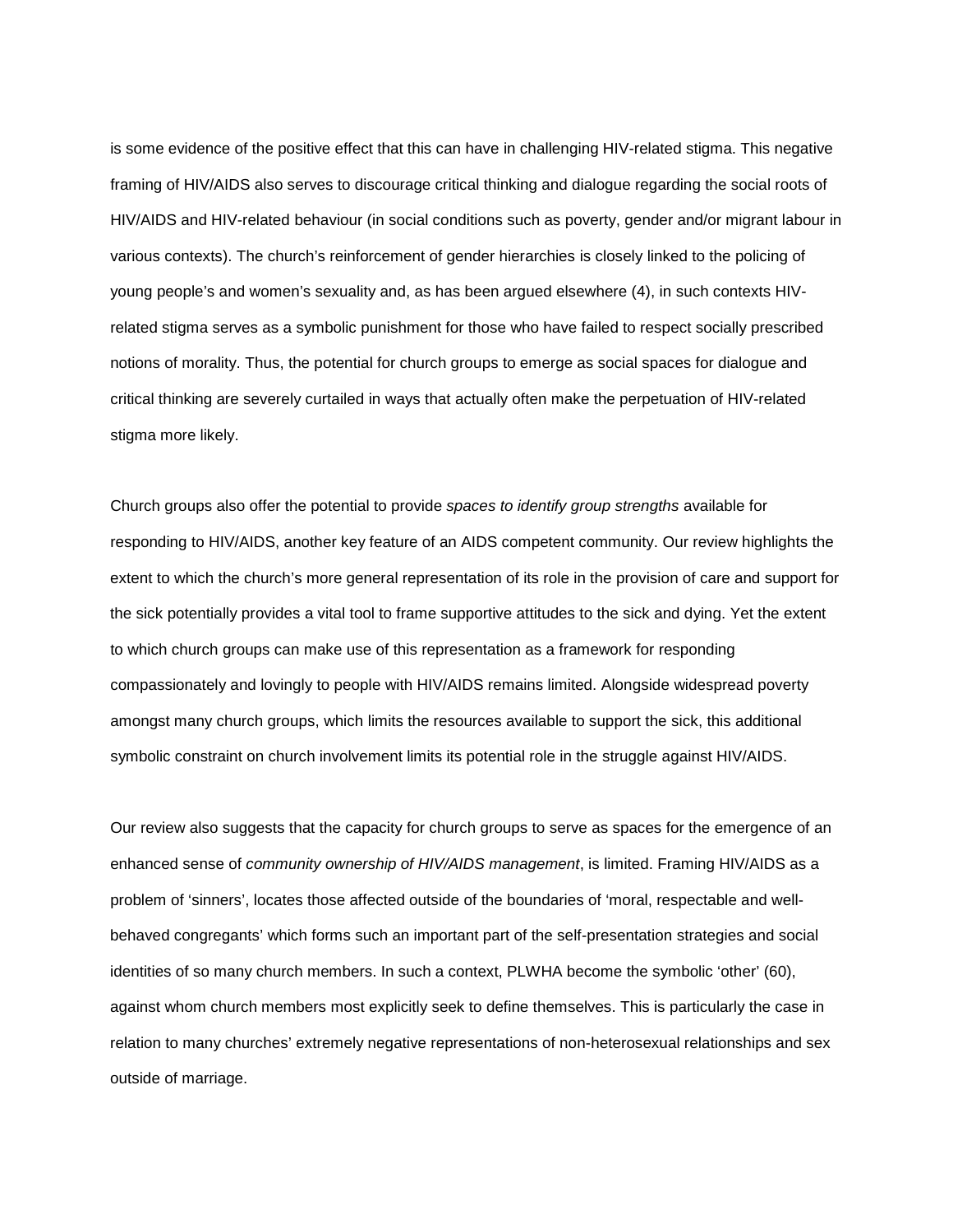is some evidence of the positive effect that this can have in challenging HIV-related stigma. This negative framing of HIV/AIDS also serves to discourage critical thinking and dialogue regarding the social roots of HIV/AIDS and HIV-related behaviour (in social conditions such as poverty, gender and/or migrant labour in various contexts). The church's reinforcement of gender hierarchies is closely linked to the policing of young people's and women's sexuality and, as has been argued elsewhere (4), in such contexts HIV-related stigma serves as a symbolic punishment for those who have failed to respect socially prescribed notions of morality. Thus, the potential for church groups to emerge as social spaces for dialogue and critical thinking are severely curtailed in ways that actually often make the perpetuation of HIV-related stigma more likely.

Church groups also offer the potential to provide *spaces to identify group strengths* available for responding to HIV/AIDS, another key feature of an AIDS competent community. Our review highlights the extent to which the church's more general representation of its role in the provision of care and support for the sick potentially provides a vital tool to frame supportive attitudes to the sick and dying. Yet the extent to which church groups can make use of this representation as a framework for responding compassionately and lovingly to people with HIV/AIDS remains limited. Alongside widespread poverty amongst many church groups, which limits the resources available to support the sick, this additional symbolic constraint on church involvement limits its potential role in the struggle against HIV/AIDS.

Our review also suggests that the capacity for church groups to serve as spaces for the emergence of an enhanced sense of *community ownership of HIV/AIDS management*, is limited. Framing HIV/AIDS as a problem of 'sinners', locates those affected outside of the boundaries of 'moral, respectable and well-behaved congregants' which forms such an important part of the self-presentation strategies and social identities of so many church members. In such a context, PLWHA become the symbolic 'other' (60), against whom church members most explicitly seek to define themselves. This is particularly the case in relation to many churches' extremely negative representations of non-heterosexual relationships and sex outside of marriage.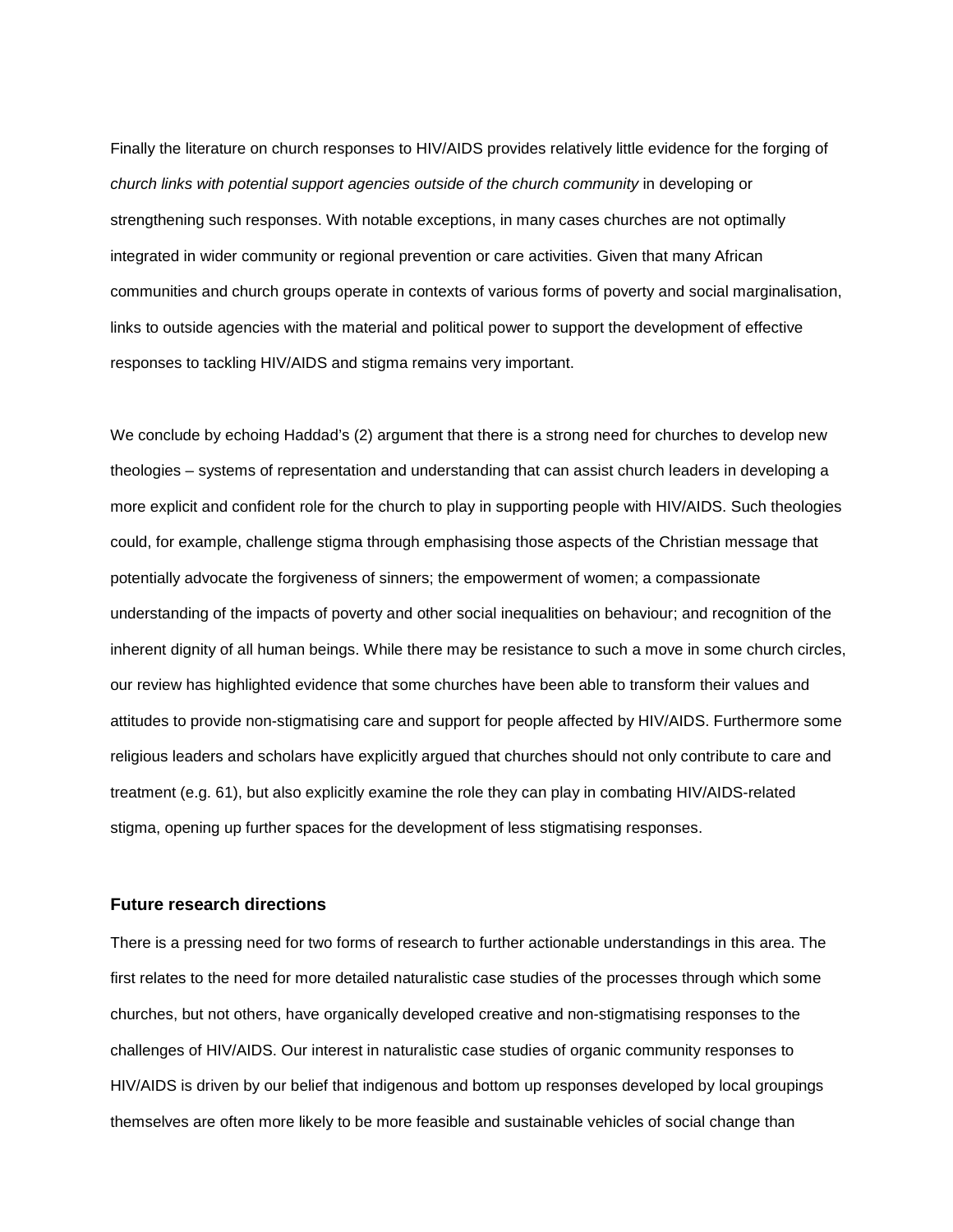Finally the literature on church responses to HIV/AIDS provides relatively little evidence for the forging of *church links with potential support agencies outside of the church community* in developing or strengthening such responses. With notable exceptions, in many cases churches are not optimally integrated in wider community or regional prevention or care activities. Given that many African communities and church groups operate in contexts of various forms of poverty and social marginalisation, links to outside agencies with the material and political power to support the development of effective responses to tackling HIV/AIDS and stigma remains very important.

We conclude by echoing Haddad's (2) argument that there is a strong need for churches to develop new theologies – systems of representation and understanding that can assist church leaders in developing a more explicit and confident role for the church to play in supporting people with HIV/AIDS. Such theologies could, for example, challenge stigma through emphasising those aspects of the Christian message that potentially advocate the forgiveness of sinners; the empowerment of women; a compassionate understanding of the impacts of poverty and other social inequalities on behaviour; and recognition of the inherent dignity of all human beings. While there may be resistance to such a move in some church circles, our review has highlighted evidence that some churches have been able to transform their values and attitudes to provide non-stigmatising care and support for people affected by HIV/AIDS. Furthermore some religious leaders and scholars have explicitly argued that churches should not only contribute to care and treatment (e.g. 61), but also explicitly examine the role they can play in combating HIV/AIDS-related stigma, opening up further spaces for the development of less stigmatising responses.

### Future research directions

There is a pressing need for two forms of research to further actionable understandings in this area. The first relates to the need for more detailed naturalistic case studies of the processes through which some churches, but not others, have organically developed creative and non-stigmatising responses to the challenges of HIV/AIDS. Our interest in naturalistic case studies of organic community responses to HIV/AIDS is driven by our belief that indigenous and bottom up responses developed by local groupings themselves are often more likely to be more feasible and sustainable vehicles of social change than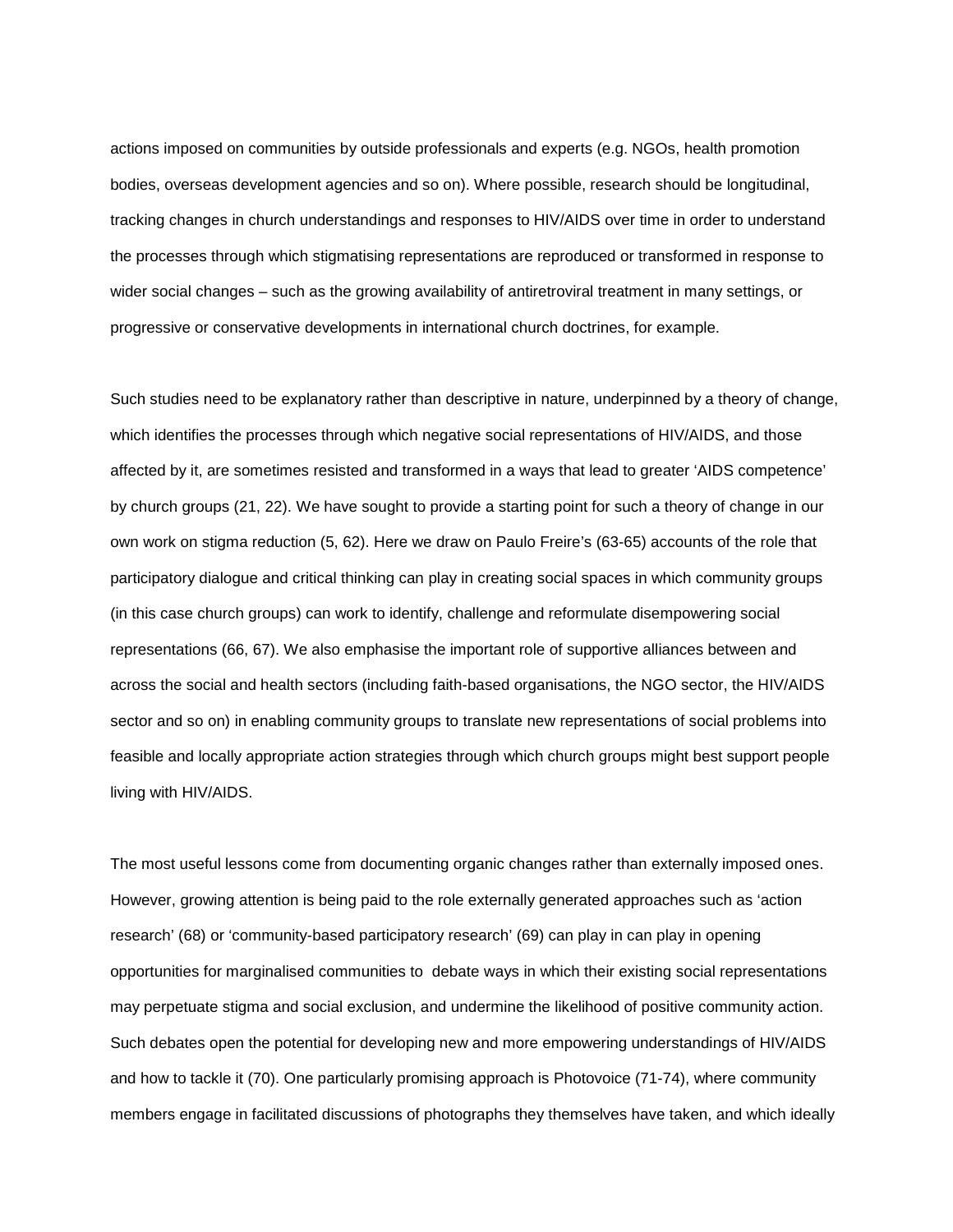actions imposed on communities by outside professionals and experts (e.g. NGOs, health promotion bodies, overseas development agencies and so on). Where possible, research should be longitudinal, tracking changes in church understandings and responses to HIV/AIDS over time in order to understand the processes through which stigmatising representations are reproduced or transformed in response to wider social changes – such as the growing availability of antiretroviral treatment in many settings, or progressive or conservative developments in international church doctrines, for example.

Such studies need to be explanatory rather than descriptive in nature, underpinned by a theory of change, which identifies the processes through which negative social representations of HIV/AIDS, and those affected by it, are sometimes resisted and transformed in a ways that lead to greater 'AIDS competence' by church groups (21, 22). We have sought to provide a starting point for such a theory of change in our own work on stigma reduction (5, 62). Here we draw on Paulo Freire's (63-65) accounts of the role that participatory dialogue and critical thinking can play in creating social spaces in which community groups (in this case church groups) can work to identify, challenge and reformulate disempowering social representations (66, 67). We also emphasise the important role of supportive alliances between and across the social and health sectors (including faith-based organisations, the NGO sector, the HIV/AIDS sector and so on) in enabling community groups to translate new representations of social problems into feasible and locally appropriate action strategies through which church groups might best support people living with HIV/AIDS.

The most useful lessons come from documenting organic changes rather than externally imposed ones. However, growing attention is being paid to the role externally generated approaches such as 'action research' (68) or 'community-based participatory research' (69) can play in can play in opening opportunities for marginalised communities to debate ways in which their existing social representations may perpetuate stigma and social exclusion, and undermine the likelihood of positive community action. Such debates open the potential for developing new and more empowering understandings of HIV/AIDS and how to tackle it (70). One particularly promising approach is Photovoice (71-74), where community members engage in facilitated discussions of photographs they themselves have taken, and which ideally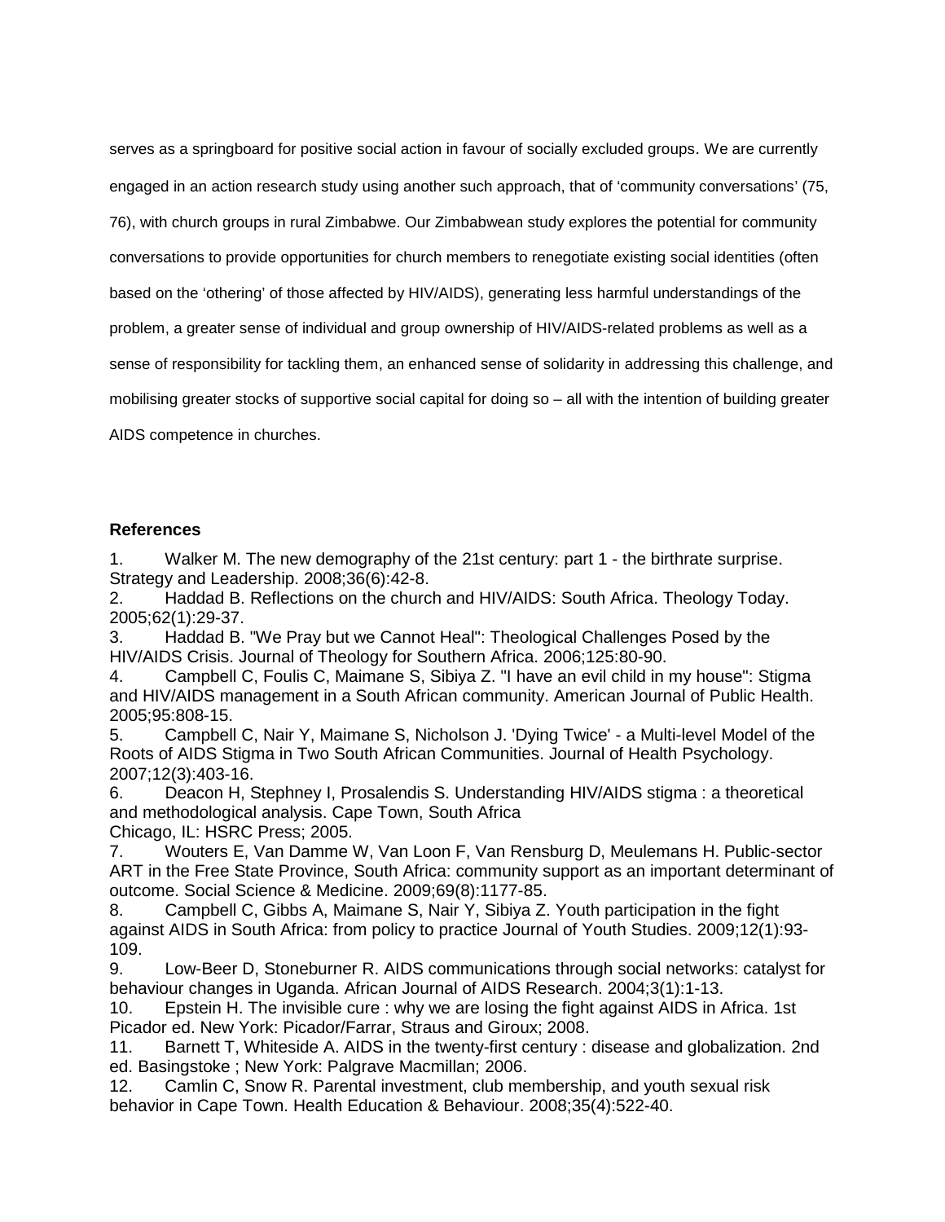serves as a springboard for positive social action in favour of socially excluded groups. We are currently engaged in an action research study using another such approach, that of 'community conversations' (75, 76), with church groups in rural Zimbabwe. Our Zimbabwean study explores the potential for community conversations to provide opportunities for church members to renegotiate existing social identities (often based on the 'othering' of those affected by HIV/AIDS), generating less harmful understandings of the problem, a greater sense of individual and group ownership of HIV/AIDS-related problems as well as a sense of responsibility for tackling them, an enhanced sense of solidarity in addressing this challenge, and mobilising greater stocks of supportive social capital for doing so – all with the intention of building greater AIDS competence in churches.

## References

1. Walker M. The new demography of the 21st century: part 1 - the birthrate surprise. Strategy and Leadership. 2008;36(6):42-8.
2. Haddad B. Reflections on the church and HIV/AIDS: South Africa. Theology Today. 2005;62(1):29-37.
3. Haddad B. "We Pray but we Cannot Heal": Theological Challenges Posed by the HIV/AIDS Crisis. Journal of Theology for Southern Africa. 2006;125:80-90.
4. Campbell C, Foulis C, Maimane S, Sibiya Z. "I have an evil child in my house": Stigma and HIV/AIDS management in a South African community. American Journal of Public Health. 2005;95:808-15.
5. Campbell C, Nair Y, Maimane S, Nicholson J. 'Dying Twice' - a Multi-level Model of the Roots of AIDS Stigma in Two South African Communities. Journal of Health Psychology. 2007;12(3):403-16.
6. Deacon H, Stephney I, Prosalendis S. Understanding HIV/AIDS stigma : a theoretical and methodological analysis. Cape Town, South Africa
Chicago, IL: HSRC Press; 2005.
7. Wouters E, Van Damme W, Van Loon F, Van Rensburg D, Meulemans H. Public-sector ART in the Free State Province, South Africa: community support as an important determinant of outcome. Social Science & Medicine. 2009;69(8):1177-85.
8. Campbell C, Gibbs A, Maimane S, Nair Y, Sibiya Z. Youth participation in the fight against AIDS in South Africa: from policy to practice Journal of Youth Studies. 2009;12(1):93-109.
9. Low-Beer D, Stoneburner R. AIDS communications through social networks: catalyst for behaviour changes in Uganda. African Journal of AIDS Research. 2004;3(1):1-13.
10. Epstein H. The invisible cure : why we are losing the fight against AIDS in Africa. 1st Picador ed. New York: Picador/Farrar, Straus and Giroux; 2008.
11. Barnett T, Whiteside A. AIDS in the twenty-first century : disease and globalization. 2nd ed. Basingstoke ; New York: Palgrave Macmillan; 2006.
12. Camlin C, Snow R. Parental investment, club membership, and youth sexual risk behavior in Cape Town. Health Education & Behaviour. 2008;35(4):522-40.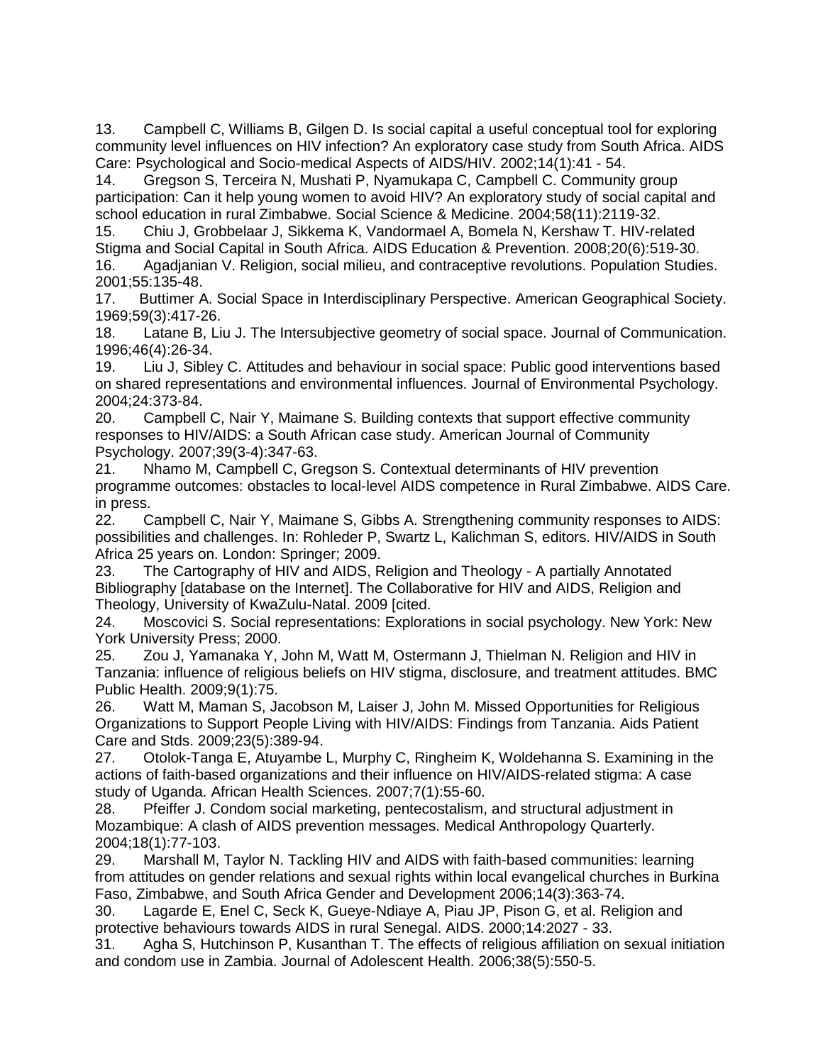13. Campbell C, Williams B, Gilgen D. Is social capital a useful conceptual tool for exploring community level influences on HIV infection? An exploratory case study from South Africa. AIDS Care: Psychological and Socio-medical Aspects of AIDS/HIV. 2002;14(1):41 - 54.
14. Gregson S, Terceira N, Mushati P, Nyamukapa C, Campbell C. Community group participation: Can it help young women to avoid HIV? An exploratory study of social capital and school education in rural Zimbabwe. Social Science & Medicine. 2004;58(11):2119-32.
15. Chiu J, Grobbelaar J, Sikkema K, Vandormael A, Bomela N, Kershaw T. HIV-related Stigma and Social Capital in South Africa. AIDS Education & Prevention. 2008;20(6):519-30.
16. Agadjanian V. Religion, social milieu, and contraceptive revolutions. Population Studies. 2001;55:135-48.
17. Buttimer A. Social Space in Interdisciplinary Perspective. American Geographical Society. 1969;59(3):417-26.
18. Latane B, Liu J. The Intersubjective geometry of social space. Journal of Communication. 1996;46(4):26-34.
19. Liu J, Sibley C. Attitudes and behaviour in social space: Public good interventions based on shared representations and environmental influences. Journal of Environmental Psychology. 2004;24:373-84.
20. Campbell C, Nair Y, Maimane S. Building contexts that support effective community responses to HIV/AIDS: a South African case study. American Journal of Community Psychology. 2007;39(3-4):347-63.
21. Nhamo M, Campbell C, Gregson S. Contextual determinants of HIV prevention programme outcomes: obstacles to local-level AIDS competence in Rural Zimbabwe. AIDS Care. in press.
22. Campbell C, Nair Y, Maimane S, Gibbs A. Strengthening community responses to AIDS: possibilities and challenges. In: Rohleder P, Swartz L, Kalichman S, editors. HIV/AIDS in South Africa 25 years on. London: Springer; 2009.
23. The Cartography of HIV and AIDS, Religion and Theology - A partially Annotated Bibliography [database on the Internet]. The Collaborative for HIV and AIDS, Religion and Theology, University of KwaZulu-Natal. 2009 [cited.
24. Moscovici S. Social representations: Explorations in social psychology. New York: New York University Press; 2000.
25. Zou J, Yamanaka Y, John M, Watt M, Ostermann J, Thielman N. Religion and HIV in Tanzania: influence of religious beliefs on HIV stigma, disclosure, and treatment attitudes. BMC Public Health. 2009;9(1):75.
26. Watt M, Maman S, Jacobson M, Laiser J, John M. Missed Opportunities for Religious Organizations to Support People Living with HIV/AIDS: Findings from Tanzania. Aids Patient Care and Stds. 2009;23(5):389-94.
27. Otolok-Tanga E, Atuyambe L, Murphy C, Ringheim K, Woldehanna S. Examining in the actions of faith-based organizations and their influence on HIV/AIDS-related stigma: A case study of Uganda. African Health Sciences. 2007;7(1):55-60.
28. Pfeiffer J. Condom social marketing, pentecostalism, and structural adjustment in Mozambique: A clash of AIDS prevention messages. Medical Anthropology Quarterly. 2004;18(1):77-103.
29. Marshall M, Taylor N. Tackling HIV and AIDS with faith-based communities: learning from attitudes on gender relations and sexual rights within local evangelical churches in Burkina Faso, Zimbabwe, and South Africa Gender and Development 2006;14(3):363-74.
30. Lagarde E, Enel C, Seck K, Gueye-Ndiaye A, Piau JP, Pison G, et al. Religion and protective behaviours towards AIDS in rural Senegal. AIDS. 2000;14:2027 - 33.
31. Agha S, Hutchinson P, Kusanthan T. The effects of religious affiliation on sexual initiation and condom use in Zambia. Journal of Adolescent Health. 2006;38(5):550-5.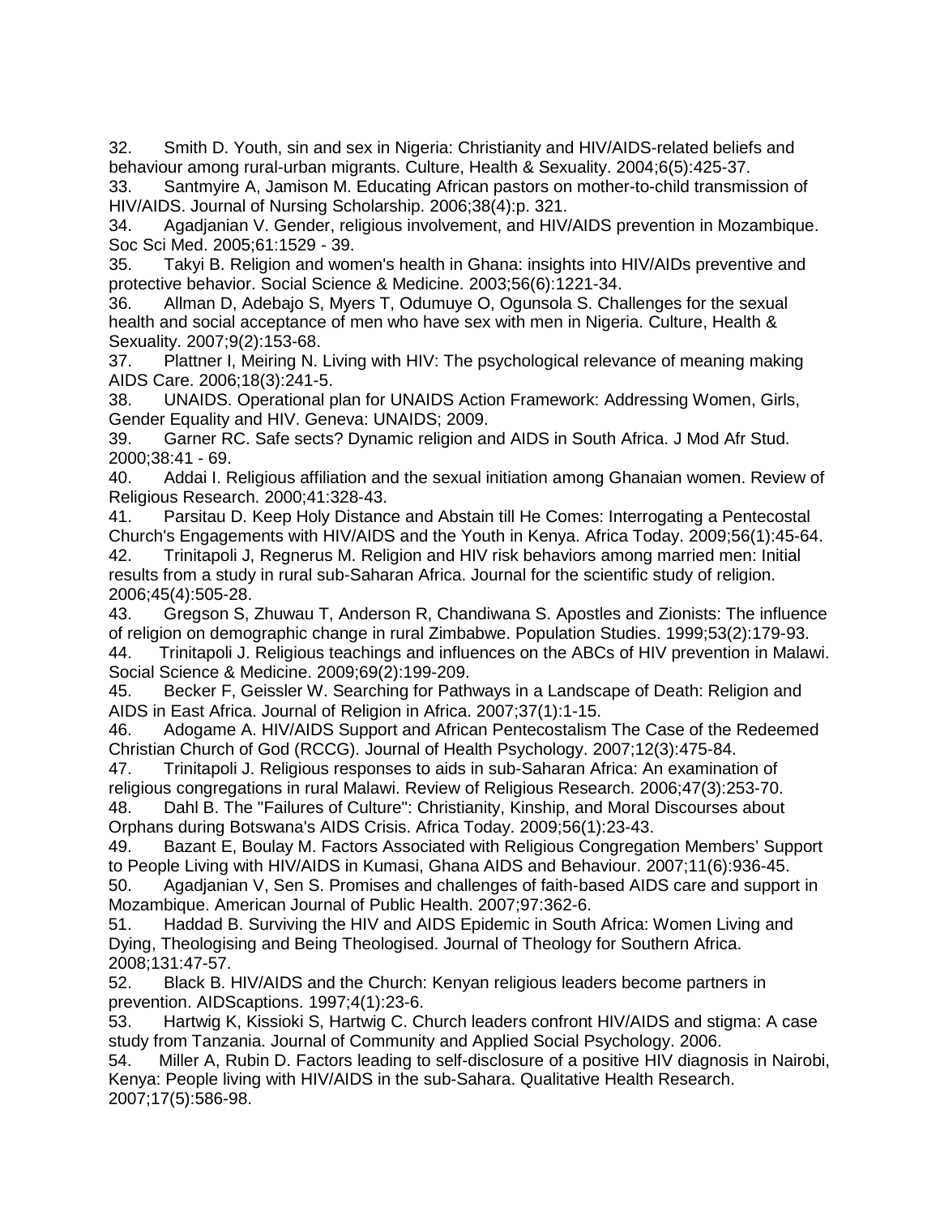32. Smith D. Youth, sin and sex in Nigeria: Christianity and HIV/AIDS-related beliefs and behaviour among rural-urban migrants. Culture, Health & Sexuality. 2004;6(5):425-37.

33. Santmyire A, Jamison M. Educating African pastors on mother-to-child transmission of HIV/AIDS. Journal of Nursing Scholarship. 2006;38(4):p. 321.

34. Agadjanian V. Gender, religious involvement, and HIV/AIDS prevention in Mozambique. Soc Sci Med. 2005;61:1529 - 39.

35. Takyi B. Religion and women's health in Ghana: insights into HIV/AIDs preventive and protective behavior. Social Science & Medicine. 2003;56(6):1221-34.

36. Allman D, Adebajo S, Myers T, Odumuye O, Ogunsola S. Challenges for the sexual health and social acceptance of men who have sex with men in Nigeria. Culture, Health & Sexuality. 2007;9(2):153-68.

37. Plattner I, Meiring N. Living with HIV: The psychological relevance of meaning making AIDS Care. 2006;18(3):241-5.

38. UNAIDS. Operational plan for UNAIDS Action Framework: Addressing Women, Girls, Gender Equality and HIV. Geneva: UNAIDS; 2009.

39. Garner RC. Safe sects? Dynamic religion and AIDS in South Africa. J Mod Afr Stud. 2000;38:41 - 69.

40. Addai I. Religious affiliation and the sexual initiation among Ghanaian women. Review of Religious Research. 2000;41:328-43.

41. Parsitau D. Keep Holy Distance and Abstain till He Comes: Interrogating a Pentecostal Church's Engagements with HIV/AIDS and the Youth in Kenya. Africa Today. 2009;56(1):45-64.

42. Trinitapoli J, Regnerus M. Religion and HIV risk behaviors among married men: Initial results from a study in rural sub-Saharan Africa. Journal for the scientific study of religion. 2006;45(4):505-28.

43. Gregson S, Zhuwau T, Anderson R, Chandiwana S. Apostles and Zionists: The influence of religion on demographic change in rural Zimbabwe. Population Studies. 1999;53(2):179-93.

44. Trinitapoli J. Religious teachings and influences on the ABCs of HIV prevention in Malawi. Social Science & Medicine. 2009;69(2):199-209.

45. Becker F, Geissler W. Searching for Pathways in a Landscape of Death: Religion and AIDS in East Africa. Journal of Religion in Africa. 2007;37(1):1-15.

46. Adogame A. HIV/AIDS Support and African Pentecostalism The Case of the Redeemed Christian Church of God (RCCG). Journal of Health Psychology. 2007;12(3):475-84.

47. Trinitapoli J. Religious responses to aids in sub-Saharan Africa: An examination of religious congregations in rural Malawi. Review of Religious Research. 2006;47(3):253-70.

48. Dahl B. The "Failures of Culture": Christianity, Kinship, and Moral Discourses about Orphans during Botswana's AIDS Crisis. Africa Today. 2009;56(1):23-43.

49. Bazant E, Boulay M. Factors Associated with Religious Congregation Members' Support to People Living with HIV/AIDS in Kumasi, Ghana AIDS and Behaviour. 2007;11(6):936-45.

50. Agadjanian V, Sen S. Promises and challenges of faith-based AIDS care and support in Mozambique. American Journal of Public Health. 2007;97:362-6.

51. Haddad B. Surviving the HIV and AIDS Epidemic in South Africa: Women Living and Dying, Theologising and Being Theologised. Journal of Theology for Southern Africa. 2008;131:47-57.

52. Black B. HIV/AIDS and the Church: Kenyan religious leaders become partners in prevention. AIDScaptions. 1997;4(1):23-6.

53. Hartwig K, Kissioki S, Hartwig C. Church leaders confront HIV/AIDS and stigma: A case study from Tanzania. Journal of Community and Applied Social Psychology. 2006.

54. Miller A, Rubin D. Factors leading to self-disclosure of a positive HIV diagnosis in Nairobi, Kenya: People living with HIV/AIDS in the sub-Sahara. Qualitative Health Research. 2007;17(5):586-98.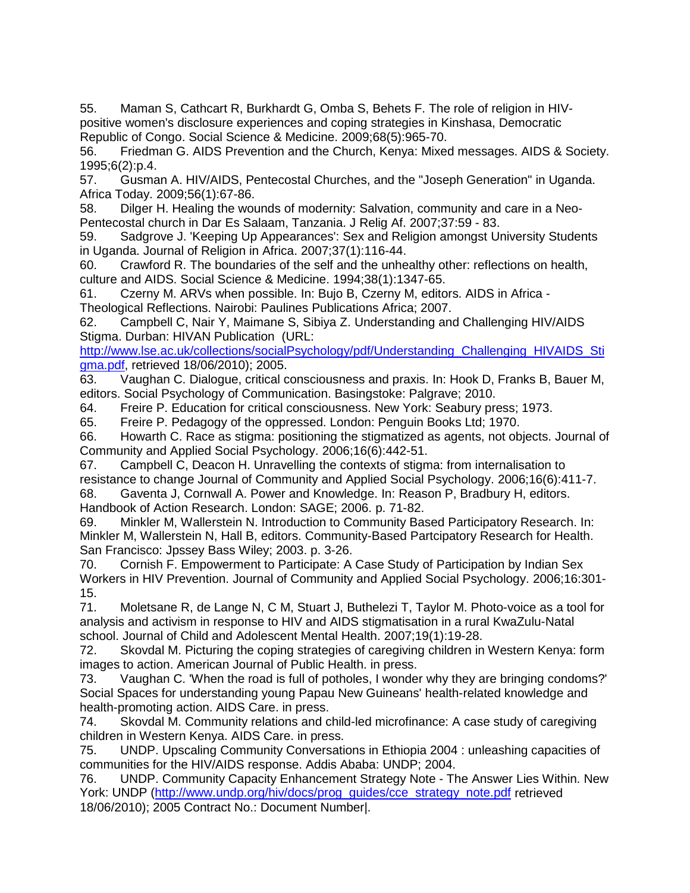55. Maman S, Cathcart R, Burkhardt G, Omba S, Behets F. The role of religion in HIV-positive women's disclosure experiences and coping strategies in Kinshasa, Democratic Republic of Congo. Social Science & Medicine. 2009;68(5):965-70.

56. Friedman G. AIDS Prevention and the Church, Kenya: Mixed messages. AIDS & Society. 1995;6(2):p.4.

57. Gusman A. HIV/AIDS, Pentecostal Churches, and the "Joseph Generation" in Uganda. Africa Today. 2009;56(1):67-86.

58. Dilger H. Healing the wounds of modernity: Salvation, community and care in a Neo-Pentecostal church in Dar Es Salaam, Tanzania. J Relig Af. 2007;37:59 - 83.

59. Sadgrove J. 'Keeping Up Appearances': Sex and Religion amongst University Students in Uganda. Journal of Religion in Africa. 2007;37(1):116-44.

60. Crawford R. The boundaries of the self and the unhealthy other: reflections on health, culture and AIDS. Social Science & Medicine. 1994;38(1):1347-65.

61. Czerny M. ARVs when possible. In: Bujo B, Czerny M, editors. AIDS in Africa - Theological Reflections. Nairobi: Paulines Publications Africa; 2007.

62. Campbell C, Nair Y, Maimane S, Sibiya Z. Understanding and Challenging HIV/AIDS Stigma. Durban: HIVAN Publication (URL: http://www.lse.ac.uk/collections/socialPsychology/pdf/Understanding_Challenging_HIVAIDS_Stigma.pdf, retrieved 18/06/2010); 2005.

63. Vaughan C. Dialogue, critical consciousness and praxis. In: Hook D, Franks B, Bauer M, editors. Social Psychology of Communication. Basingstoke: Palgrave; 2010.

64. Freire P. Education for critical consciousness. New York: Seabury press; 1973.

65. Freire P. Pedagogy of the oppressed. London: Penguin Books Ltd; 1970.

66. Howarth C. Race as stigma: positioning the stigmatized as agents, not objects. Journal of Community and Applied Social Psychology. 2006;16(6):442-51.

67. Campbell C, Deacon H. Unravelling the contexts of stigma: from internalisation to resistance to change Journal of Community and Applied Social Psychology. 2006;16(6):411-7.

68. Gaventa J, Cornwall A. Power and Knowledge. In: Reason P, Bradbury H, editors. Handbook of Action Research. London: SAGE; 2006. p. 71-82.

69. Minkler M, Wallerstein N. Introduction to Community Based Participatory Research. In: Minkler M, Wallerstein N, Hall B, editors. Community-Based Partcipatory Research for Health. San Francisco: Jpssey Bass Wiley; 2003. p. 3-26.

70. Cornish F. Empowerment to Participate: A Case Study of Participation by Indian Sex Workers in HIV Prevention. Journal of Community and Applied Social Psychology. 2006;16:301-15.

71. Moletsane R, de Lange N, C M, Stuart J, Buthelezi T, Taylor M. Photo-voice as a tool for analysis and activism in response to HIV and AIDS stigmatisation in a rural KwaZulu-Natal school. Journal of Child and Adolescent Mental Health. 2007;19(1):19-28.

72. Skovdal M. Picturing the coping strategies of caregiving children in Western Kenya: form images to action. American Journal of Public Health. in press.

73. Vaughan C. 'When the road is full of potholes, I wonder why they are bringing condoms?' Social Spaces for understanding young Papau New Guineans' health-related knowledge and health-promoting action. AIDS Care. in press.

74. Skovdal M. Community relations and child-led microfinance: A case study of caregiving children in Western Kenya. AIDS Care. in press.

75. UNDP. Upscaling Community Conversations in Ethiopia 2004 : unleashing capacities of communities for the HIV/AIDS response. Addis Ababa: UNDP; 2004.

76. UNDP. Community Capacity Enhancement Strategy Note - The Answer Lies Within. New York: UNDP (http://www.undp.org/hiv/docs/prog_guides/cce_strategy_note.pdf retrieved 18/06/2010); 2005 Contract No.: Document Number|.